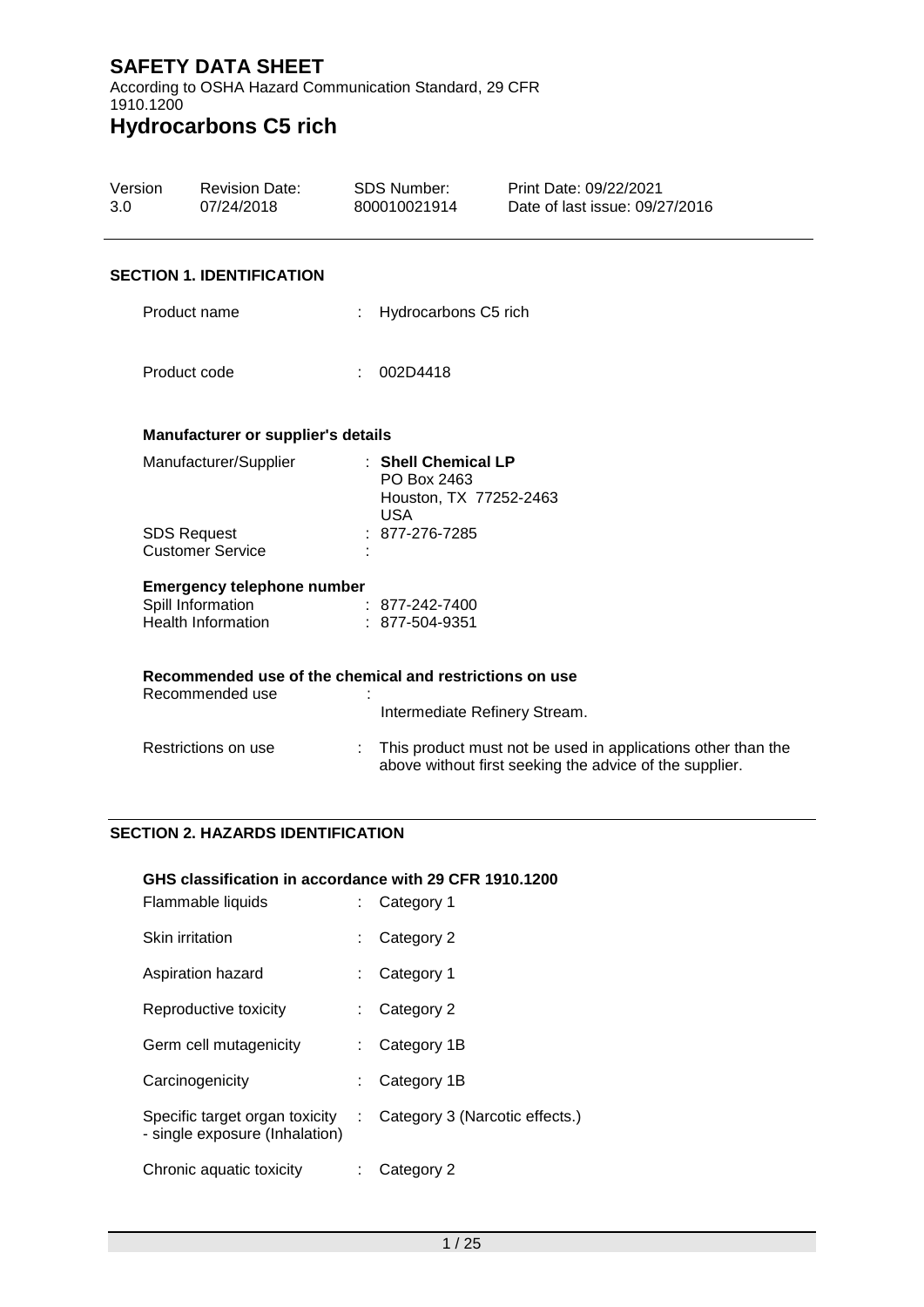# SAFETY DATA SHEET

According to OSHA Hazard Communication Standard, 29 CFR 1910.1200

# Hydrocarbons C5 rich

| Version | Revision Date: | SDS Number: | Print Date: 09/22/2021 |
|---|---|---|---|
| 3.0 | 07/24/2018 | 800010021914 | Date of last issue: 09/27/2016 |

## SECTION 1. IDENTIFICATION

Product name : Hydrocarbons C5 rich

Product code : 002D4418

### Manufacturer or supplier's details

Manufacturer/Supplier : **Shell Chemical LP**
PO Box 2463
Houston, TX 77252-2463
USA

SDS Request : 877-276-7285
Customer Service :

### Emergency telephone number

Spill Information : 877-242-7400
Health Information : 877-504-9351

### Recommended use of the chemical and restrictions on use

Recommended use : Intermediate Refinery Stream.

Restrictions on use : This product must not be used in applications other than the above without first seeking the advice of the supplier.

## SECTION 2. HAZARDS IDENTIFICATION

### GHS classification in accordance with 29 CFR 1910.1200

| | |
|---|---|
| Flammable liquids | : Category 1 |
| Skin irritation | : Category 2 |
| Aspiration hazard | : Category 1 |
| Reproductive toxicity | : Category 2 |
| Germ cell mutagenicity | : Category 1B |
| Carcinogenicity | : Category 1B |
| Specific target organ toxicity - single exposure (Inhalation) | : Category 3 (Narcotic effects.) |
| Chronic aquatic toxicity | : Category 2 |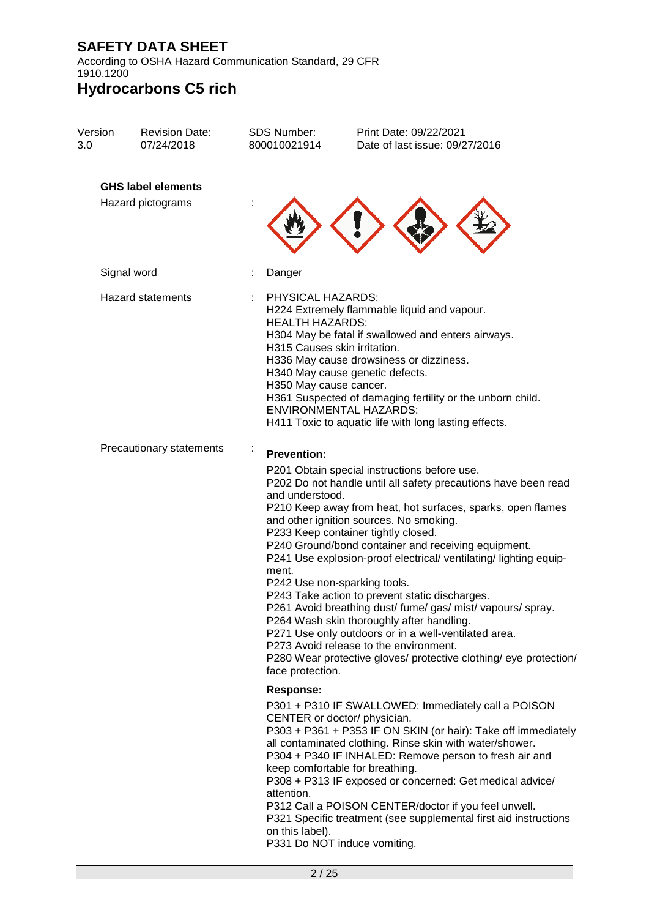**GHS label elements**

Hazard pictograms :

Signal word : Danger

Hazard statements : PHYSICAL HAZARDS:
H224 Extremely flammable liquid and vapour.
HEALTH HAZARDS:
H304 May be fatal if swallowed and enters airways.
H315 Causes skin irritation.
H336 May cause drowsiness or dizziness.
H340 May cause genetic defects.
H350 May cause cancer.
H361 Suspected of damaging fertility or the unborn child.
ENVIRONMENTAL HAZARDS:
H411 Toxic to aquatic life with long lasting effects.

Precautionary statements :

**Prevention:**

P201 Obtain special instructions before use.
P202 Do not handle until all safety precautions have been read and understood.
P210 Keep away from heat, hot surfaces, sparks, open flames and other ignition sources. No smoking.
P233 Keep container tightly closed.
P240 Ground/bond container and receiving equipment.
P241 Use explosion-proof electrical/ ventilating/ lighting equipment.
P242 Use non-sparking tools.
P243 Take action to prevent static discharges.
P261 Avoid breathing dust/ fume/ gas/ mist/ vapours/ spray.
P264 Wash skin thoroughly after handling.
P271 Use only outdoors or in a well-ventilated area.
P273 Avoid release to the environment.
P280 Wear protective gloves/ protective clothing/ eye protection/ face protection.

**Response:**

P301 + P310 IF SWALLOWED: Immediately call a POISON CENTER or doctor/ physician.
P303 + P361 + P353 IF ON SKIN (or hair): Take off immediately all contaminated clothing. Rinse skin with water/shower.
P304 + P340 IF INHALED: Remove person to fresh air and keep comfortable for breathing.
P308 + P313 IF exposed or concerned: Get medical advice/ attention.
P312 Call a POISON CENTER/doctor if you feel unwell.
P321 Specific treatment (see supplemental first aid instructions on this label).
P331 Do NOT induce vomiting.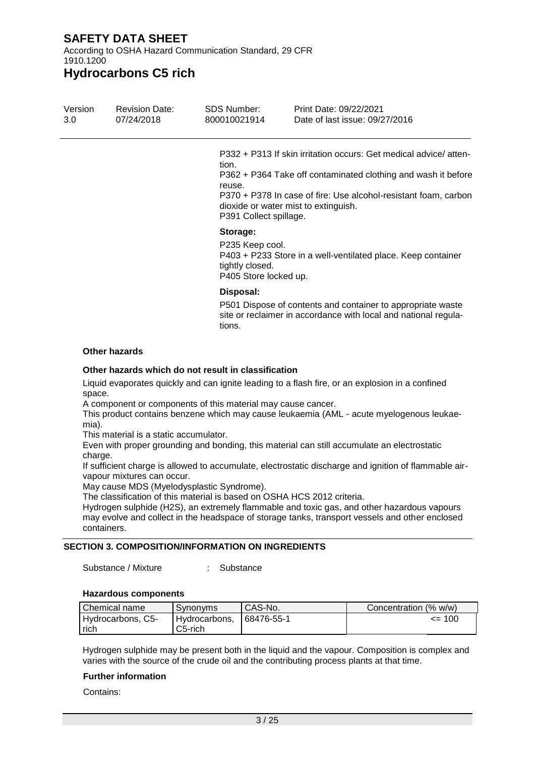P332 + P313 If skin irritation occurs: Get medical advice/ attention.

P362 + P364 Take off contaminated clothing and wash it before reuse.

P370 + P378 In case of fire: Use alcohol-resistant foam, carbon dioxide or water mist to extinguish.

P391 Collect spillage.

**Storage:**

P235 Keep cool.

P403 + P233 Store in a well-ventilated place. Keep container tightly closed.

P405 Store locked up.

**Disposal:**

P501 Dispose of contents and container to appropriate waste site or reclaimer in accordance with local and national regulations.

**Other hazards**

**Other hazards which do not result in classification**

Liquid evaporates quickly and can ignite leading to a flash fire, or an explosion in a confined space.

A component or components of this material may cause cancer.

This product contains benzene which may cause leukaemia (AML - acute myelogenous leukaemia).

This material is a static accumulator.

Even with proper grounding and bonding, this material can still accumulate an electrostatic charge.

If sufficient charge is allowed to accumulate, electrostatic discharge and ignition of flammable air-vapour mixtures can occur.

May cause MDS (Myelodysplastic Syndrome).

The classification of this material is based on OSHA HCS 2012 criteria.

Hydrogen sulphide ($H_2S$), an extremely flammable and toxic gas, and other hazardous vapours may evolve and collect in the headspace of storage tanks, transport vessels and other enclosed containers.

## SECTION 3. COMPOSITION/INFORMATION ON INGREDIENTS

Substance / Mixture : Substance

**Hazardous components**

| Chemical name | Synonyms | CAS-No. | Concentration (% w/w) |
|---|---|---|---|
| Hydrocarbons, C5-rich | Hydrocarbons, C5-rich | 68476-55-1 | <= 100 |

Hydrogen sulphide may be present both in the liquid and the vapour. Composition is complex and varies with the source of the crude oil and the contributing process plants at that time.

**Further information**

Contains: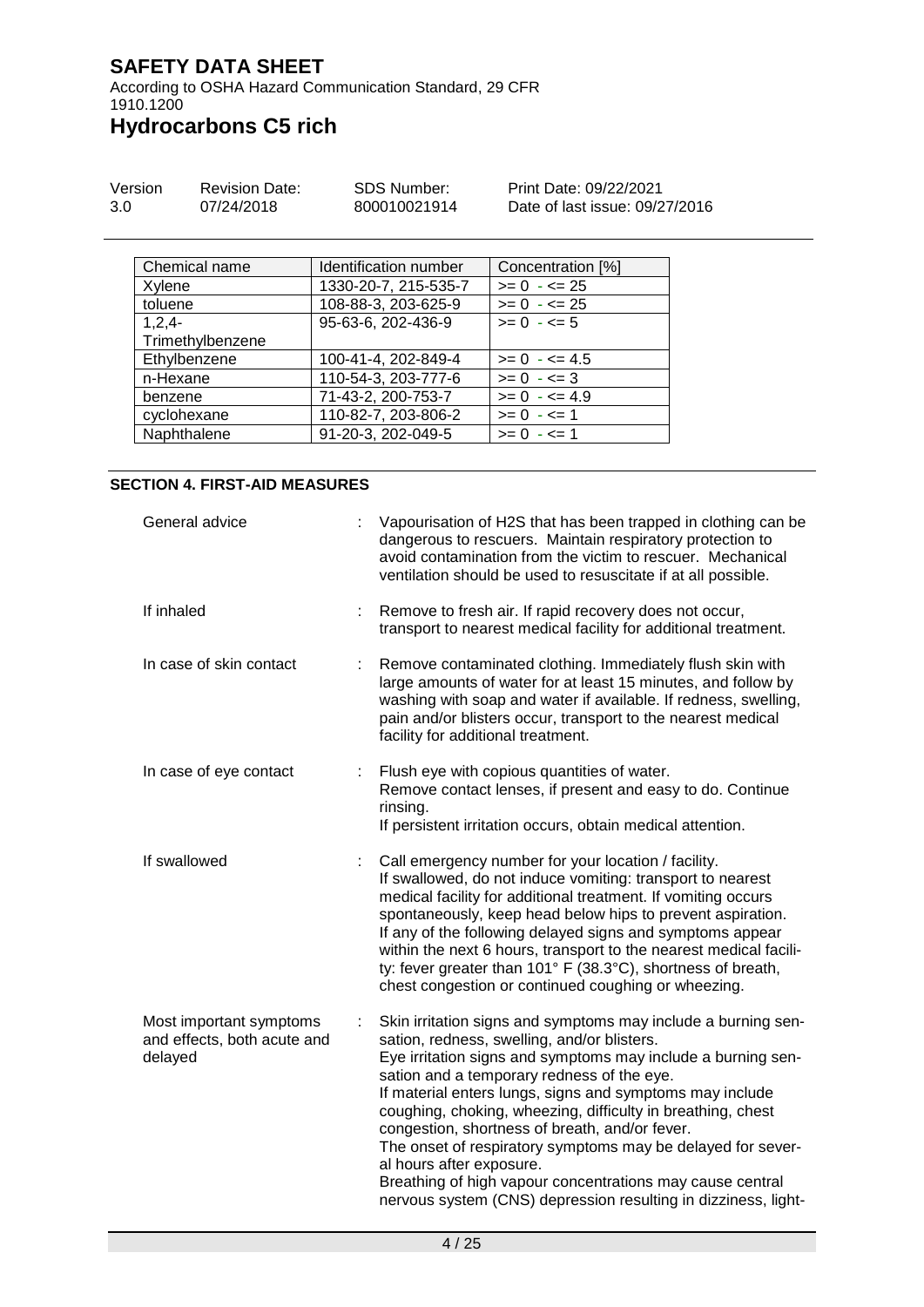| Chemical name | Identification number | Concentration [%] |
|---|---|---|
| Xylene | 1330-20-7, 215-535-7 | >= 0 - <= 25 |
| toluene | 108-88-3, 203-625-9 | >= 0 - <= 25 |
| 1,2,4-Trimethylbenzene | 95-63-6, 202-436-9 | >= 0 - <= 5 |
| Ethylbenzene | 100-41-4, 202-849-4 | >= 0 - <= 4.5 |
| n-Hexane | 110-54-3, 203-777-6 | >= 0 - <= 3 |
| benzene | 71-43-2, 200-753-7 | >= 0 - <= 4.9 |
| cyclohexane | 110-82-7, 203-806-2 | >= 0 - <= 1 |
| Naphthalene | 91-20-3, 202-049-5 | >= 0 - <= 1 |

## SECTION 4. FIRST-AID MEASURES

General advice : Vapourisation of $H_2S$ that has been trapped in clothing can be dangerous to rescuers. Maintain respiratory protection to avoid contamination from the victim to rescuer. Mechanical ventilation should be used to resuscitate if at all possible.

If inhaled : Remove to fresh air. If rapid recovery does not occur, transport to nearest medical facility for additional treatment.

In case of skin contact : Remove contaminated clothing. Immediately flush skin with large amounts of water for at least 15 minutes, and follow by washing with soap and water if available. If redness, swelling, pain and/or blisters occur, transport to the nearest medical facility for additional treatment.

In case of eye contact : Flush eye with copious quantities of water.
Remove contact lenses, if present and easy to do. Continue rinsing.
If persistent irritation occurs, obtain medical attention.

If swallowed : Call emergency number for your location / facility.
If swallowed, do not induce vomiting: transport to nearest medical facility for additional treatment. If vomiting occurs spontaneously, keep head below hips to prevent aspiration.
If any of the following delayed signs and symptoms appear within the next 6 hours, transport to the nearest medical facility: fever greater than 101° F (38.3°C), shortness of breath, chest congestion or continued coughing or wheezing.

Most important symptoms and effects, both acute and delayed : Skin irritation signs and symptoms may include a burning sensation, redness, swelling, and/or blisters.
Eye irritation signs and symptoms may include a burning sensation and a temporary redness of the eye.
If material enters lungs, signs and symptoms may include coughing, choking, wheezing, difficulty in breathing, chest congestion, shortness of breath, and/or fever.
The onset of respiratory symptoms may be delayed for several hours after exposure.
Breathing of high vapour concentrations may cause central nervous system (CNS) depression resulting in dizziness, light-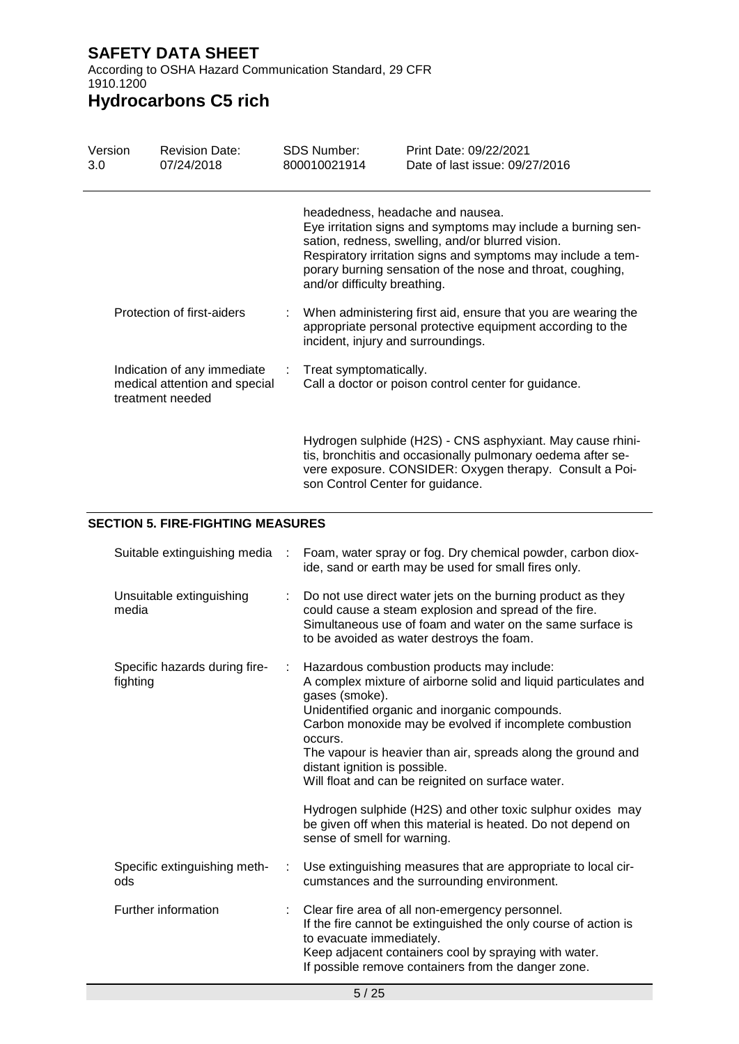headedness, headache and nausea.
Eye irritation signs and symptoms may include a burning sensation, redness, swelling, and/or blurred vision.
Respiratory irritation signs and symptoms may include a temporary burning sensation of the nose and throat, coughing, and/or difficulty breathing.

| | |
|---|---|
| Protection of first-aiders | : When administering first aid, ensure that you are wearing the appropriate personal protective equipment according to the incident, injury and surroundings. |
| Indication of any immediate medical attention and special treatment needed | : Treat symptomatically. Call a doctor or poison control center for guidance. Hydrogen sulphide ($H_2S$) - CNS asphyxiant. May cause rhinitis, bronchitis and occasionally pulmonary oedema after severe exposure. CONSIDER: Oxygen therapy. Consult a Poison Control Center for guidance. |

## SECTION 5. FIRE-FIGHTING MEASURES

| | |
|---|---|
| Suitable extinguishing media | : Foam, water spray or fog. Dry chemical powder, carbon dioxide, sand or earth may be used for small fires only. |
| Unsuitable extinguishing media | : Do not use direct water jets on the burning product as they could cause a steam explosion and spread of the fire. Simultaneous use of foam and water on the same surface is to be avoided as water destroys the foam. |
| Specific hazards during firefighting | : Hazardous combustion products may include: A complex mixture of airborne solid and liquid particulates and gases (smoke). Unidentified organic and inorganic compounds. Carbon monoxide may be evolved if incomplete combustion occurs. The vapour is heavier than air, spreads along the ground and distant ignition is possible. Will float and can be reignited on surface water. Hydrogen sulphide ($H_2S$) and other toxic sulphur oxides may be given off when this material is heated. Do not depend on sense of smell for warning. |
| Specific extinguishing methods | : Use extinguishing measures that are appropriate to local circumstances and the surrounding environment. |
| Further information | : Clear fire area of all non-emergency personnel. If the fire cannot be extinguished the only course of action is to evacuate immediately. Keep adjacent containers cool by spraying with water. If possible remove containers from the danger zone. |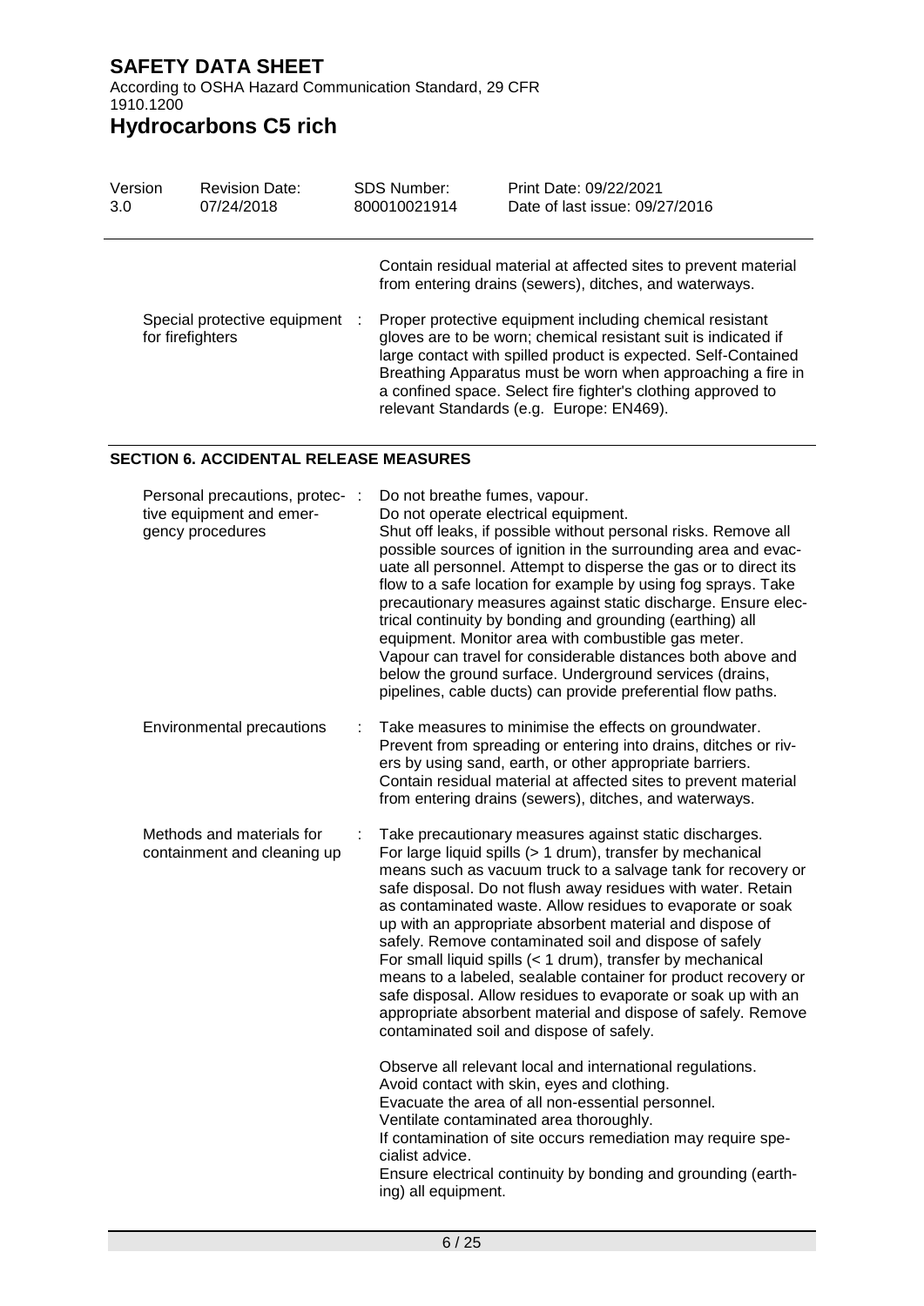Contain residual material at affected sites to prevent material from entering drains (sewers), ditches, and waterways.

| | |
|---|---|
| Special protective equipment for firefighters | Proper protective equipment including chemical resistant gloves are to be worn; chemical resistant suit is indicated if large contact with spilled product is expected. Self-Contained Breathing Apparatus must be worn when approaching a fire in a confined space. Select fire fighter's clothing approved to relevant Standards (e.g. Europe: EN469). |

## SECTION 6. ACCIDENTAL RELEASE MEASURES

| | |
|---|---|
| Personal precautions, protective equipment and emergency procedures | Do not breathe fumes, vapour.<br>Do not operate electrical equipment.<br>Shut off leaks, if possible without personal risks. Remove all possible sources of ignition in the surrounding area and evacuate all personnel. Attempt to disperse the gas or to direct its flow to a safe location for example by using fog sprays. Take precautionary measures against static discharge. Ensure electrical continuity by bonding and grounding (earthing) all equipment. Monitor area with combustible gas meter.<br>Vapour can travel for considerable distances both above and below the ground surface. Underground services (drains, pipelines, cable ducts) can provide preferential flow paths. |
| Environmental precautions | Take measures to minimise the effects on groundwater. Prevent from spreading or entering into drains, ditches or rivers by using sand, earth, or other appropriate barriers. Contain residual material at affected sites to prevent material from entering drains (sewers), ditches, and waterways. |
| Methods and materials for containment and cleaning up | Take precautionary measures against static discharges. For large liquid spills (> 1 drum), transfer by mechanical means such as vacuum truck to a salvage tank for recovery or safe disposal. Do not flush away residues with water. Retain as contaminated waste. Allow residues to evaporate or soak up with an appropriate absorbent material and dispose of safely. Remove contaminated soil and dispose of safely For small liquid spills (< 1 drum), transfer by mechanical means to a labeled, sealable container for product recovery or safe disposal. Allow residues to evaporate or soak up with an appropriate absorbent material and dispose of safely. Remove contaminated soil and dispose of safely.<br><br>Observe all relevant local and international regulations.<br>Avoid contact with skin, eyes and clothing.<br>Evacuate the area of all non-essential personnel.<br>Ventilate contaminated area thoroughly.<br>If contamination of site occurs remediation may require specialist advice.<br>Ensure electrical continuity by bonding and grounding (earthing) all equipment. |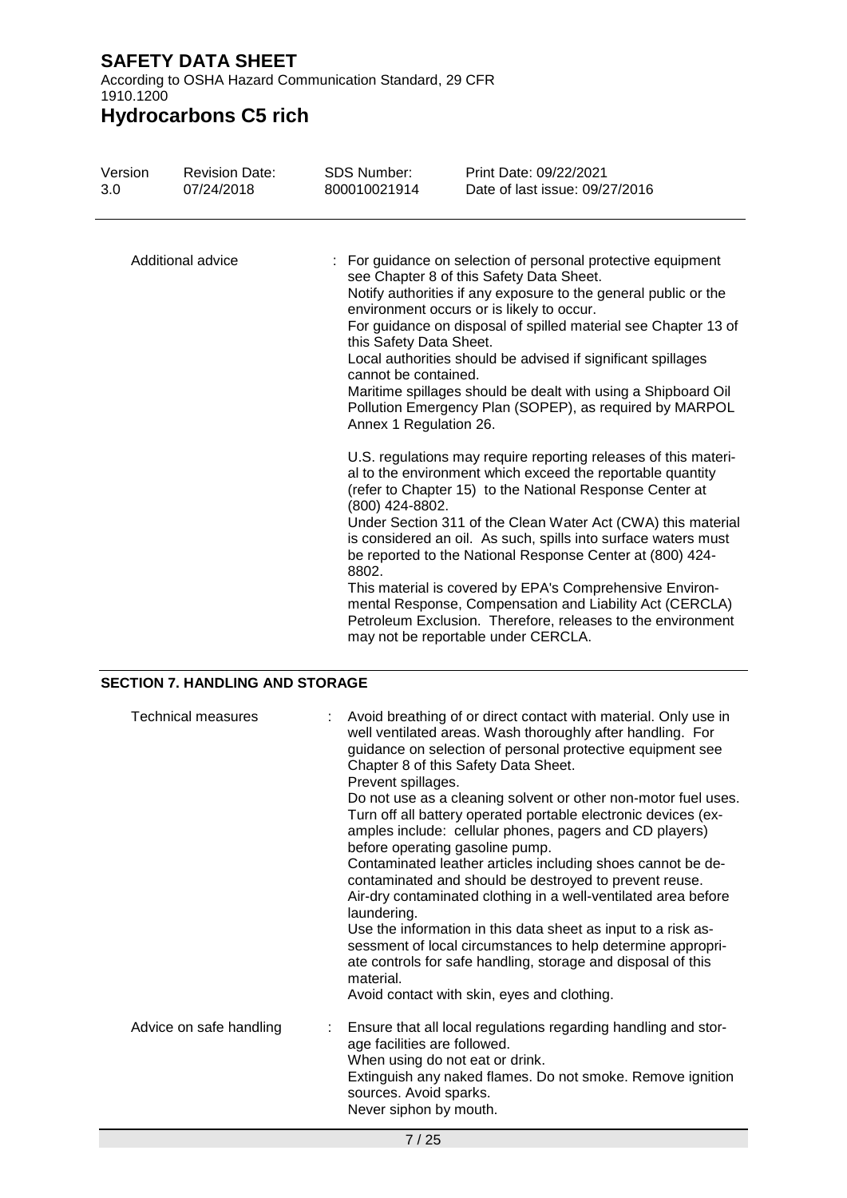| | |
|---|---|
| Additional advice | : For guidance on selection of personal protective equipment see Chapter 8 of this Safety Data Sheet.<br>Notify authorities if any exposure to the general public or the environment occurs or is likely to occur.<br>For guidance on disposal of spilled material see Chapter 13 of this Safety Data Sheet.<br>Local authorities should be advised if significant spillages cannot be contained.<br>Maritime spillages should be dealt with using a Shipboard Oil Pollution Emergency Plan (SOPEP), as required by MARPOL Annex 1 Regulation 26.<br><br>U.S. regulations may require reporting releases of this material to the environment which exceed the reportable quantity (refer to Chapter 15) to the National Response Center at (800) 424-8802.<br>Under Section 311 of the Clean Water Act (CWA) this material is considered an oil. As such, spills into surface waters must be reported to the National Response Center at (800) 424-8802.<br>This material is covered by EPA's Comprehensive Environmental Response, Compensation and Liability Act (CERCLA) Petroleum Exclusion. Therefore, releases to the environment may not be reportable under CERCLA. |

## SECTION 7. HANDLING AND STORAGE

| | |
|---|---|
| Technical measures | : Avoid breathing of or direct contact with material. Only use in well ventilated areas. Wash thoroughly after handling. For guidance on selection of personal protective equipment see Chapter 8 of this Safety Data Sheet.<br>Prevent spillages.<br>Do not use as a cleaning solvent or other non-motor fuel uses.<br>Turn off all battery operated portable electronic devices (examples include: cellular phones, pagers and CD players) before operating gasoline pump.<br>Contaminated leather articles including shoes cannot be decontaminated and should be destroyed to prevent reuse.<br>Air-dry contaminated clothing in a well-ventilated area before laundering.<br>Use the information in this data sheet as input to a risk assessment of local circumstances to help determine appropriate controls for safe handling, storage and disposal of this material.<br>Avoid contact with skin, eyes and clothing. |
| Advice on safe handling | : Ensure that all local regulations regarding handling and storage facilities are followed.<br>When using do not eat or drink.<br>Extinguish any naked flames. Do not smoke. Remove ignition sources. Avoid sparks.<br>Never siphon by mouth. |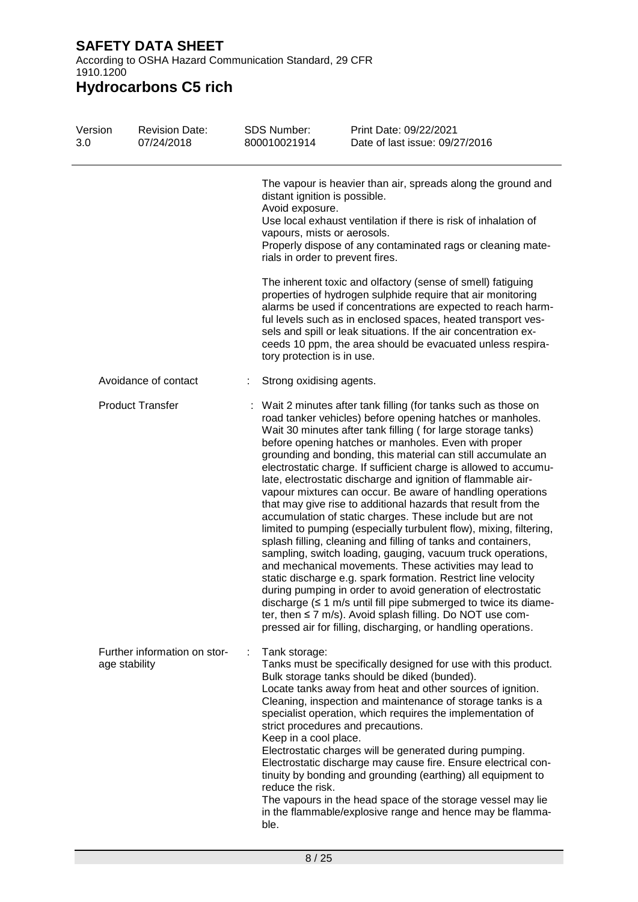The vapour is heavier than air, spreads along the ground and distant ignition is possible.
Avoid exposure.
Use local exhaust ventilation if there is risk of inhalation of vapours, mists or aerosols.
Properly dispose of any contaminated rags or cleaning materials in order to prevent fires.

The inherent toxic and olfactory (sense of smell) fatiguing properties of hydrogen sulphide require that air monitoring alarms be used if concentrations are expected to reach harmful levels such as in enclosed spaces, heated transport vessels and spill or leak situations. If the air concentration exceeds 10 ppm, the area should be evacuated unless respiratory protection is in use.

| | |
|---|---|
| Avoidance of contact | : Strong oxidising agents. |
| Product Transfer | : Wait 2 minutes after tank filling (for tanks such as those on road tanker vehicles) before opening hatches or manholes. Wait 30 minutes after tank filling ( for large storage tanks) before opening hatches or manholes. Even with proper grounding and bonding, this material can still accumulate an electrostatic charge. If sufficient charge is allowed to accumulate, electrostatic discharge and ignition of flammable air-vapour mixtures can occur. Be aware of handling operations that may give rise to additional hazards that result from the accumulation of static charges. These include but are not limited to pumping (especially turbulent flow), mixing, filtering, splash filling, cleaning and filling of tanks and containers, sampling, switch loading, gauging, vacuum truck operations, and mechanical movements. These activities may lead to static discharge e.g. spark formation. Restrict line velocity during pumping in order to avoid generation of electrostatic discharge (≤ 1 m/s until fill pipe submerged to twice its diameter, then ≤ 7 m/s). Avoid splash filling. Do NOT use compressed air for filling, discharging, or handling operations. |
| Further information on storage stability | : Tank storage:<br>Tanks must be specifically designed for use with this product.<br>Bulk storage tanks should be diked (bunded).<br>Locate tanks away from heat and other sources of ignition.<br>Cleaning, inspection and maintenance of storage tanks is a specialist operation, which requires the implementation of strict procedures and precautions.<br>Keep in a cool place.<br>Electrostatic charges will be generated during pumping.<br>Electrostatic discharge may cause fire. Ensure electrical continuity by bonding and grounding (earthing) all equipment to reduce the risk.<br>The vapours in the head space of the storage vessel may lie in the flammable/explosive range and hence may be flammable. |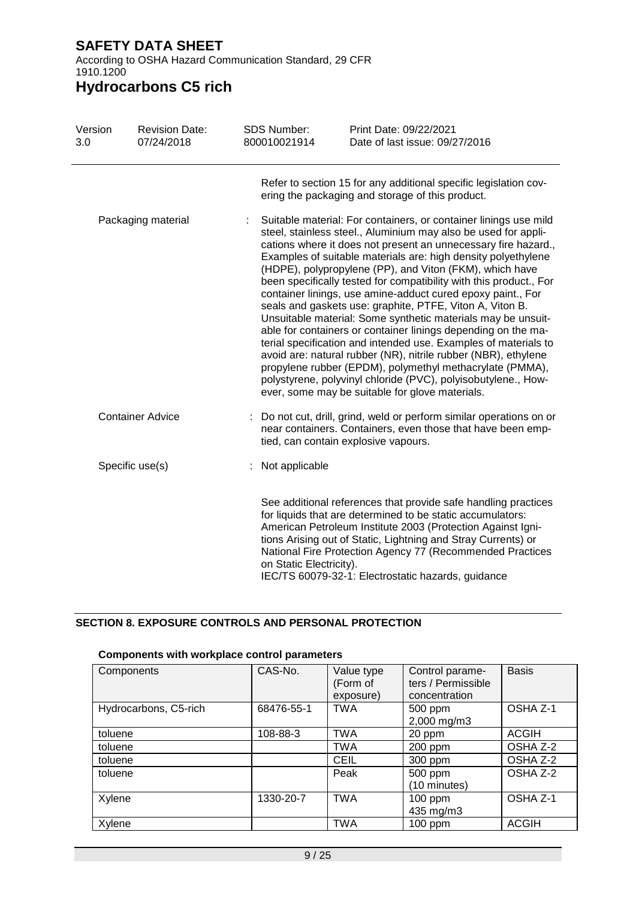Refer to section 15 for any additional specific legislation covering the packaging and storage of this product.

Packaging material : Suitable material: For containers, or container linings use mild steel, stainless steel., Aluminium may also be used for applications where it does not present an unnecessary fire hazard., Examples of suitable materials are: high density polyethylene (HDPE), polypropylene (PP), and Viton (FKM), which have been specifically tested for compatibility with this product., For container linings, use amine-adduct cured epoxy paint., For seals and gaskets use: graphite, PTFE, Viton A, Viton B. Unsuitable material: Some synthetic materials may be unsuitable for containers or container linings depending on the material specification and intended use. Examples of materials to avoid are: natural rubber (NR), nitrile rubber (NBR), ethylene propylene rubber (EPDM), polymethyl methacrylate (PMMA), polystyrene, polyvinyl chloride (PVC), polyisobutylene., However, some may be suitable for glove materials.

Container Advice : Do not cut, drill, grind, weld or perform similar operations on or near containers. Containers, even those that have been emptied, can contain explosive vapours.

Specific use(s) : Not applicable

See additional references that provide safe handling practices for liquids that are determined to be static accumulators: American Petroleum Institute 2003 (Protection Against Ignitions Arising out of Static, Lightning and Stray Currents) or National Fire Protection Agency 77 (Recommended Practices on Static Electricity).
IEC/TS 60079-32-1: Electrostatic hazards, guidance

## SECTION 8. EXPOSURE CONTROLS AND PERSONAL PROTECTION

**Components with workplace control parameters**

| Components | CAS-No. | Value type (Form of exposure) | Control parameters / Permissible concentration | Basis |
|---|---|---|---|---|
| Hydrocarbons, C5-rich | 68476-55-1 | TWA | 500 ppm 2,000 mg/m3 | OSHA Z-1 |
| toluene | 108-88-3 | TWA | 20 ppm | ACGIH |
| toluene | | TWA | 200 ppm | OSHA Z-2 |
| toluene | | CEIL | 300 ppm | OSHA Z-2 |
| toluene | | Peak | 500 ppm (10 minutes) | OSHA Z-2 |
| Xylene | 1330-20-7 | TWA | 100 ppm 435 mg/m3 | OSHA Z-1 |
| Xylene | | TWA | 100 ppm | ACGIH |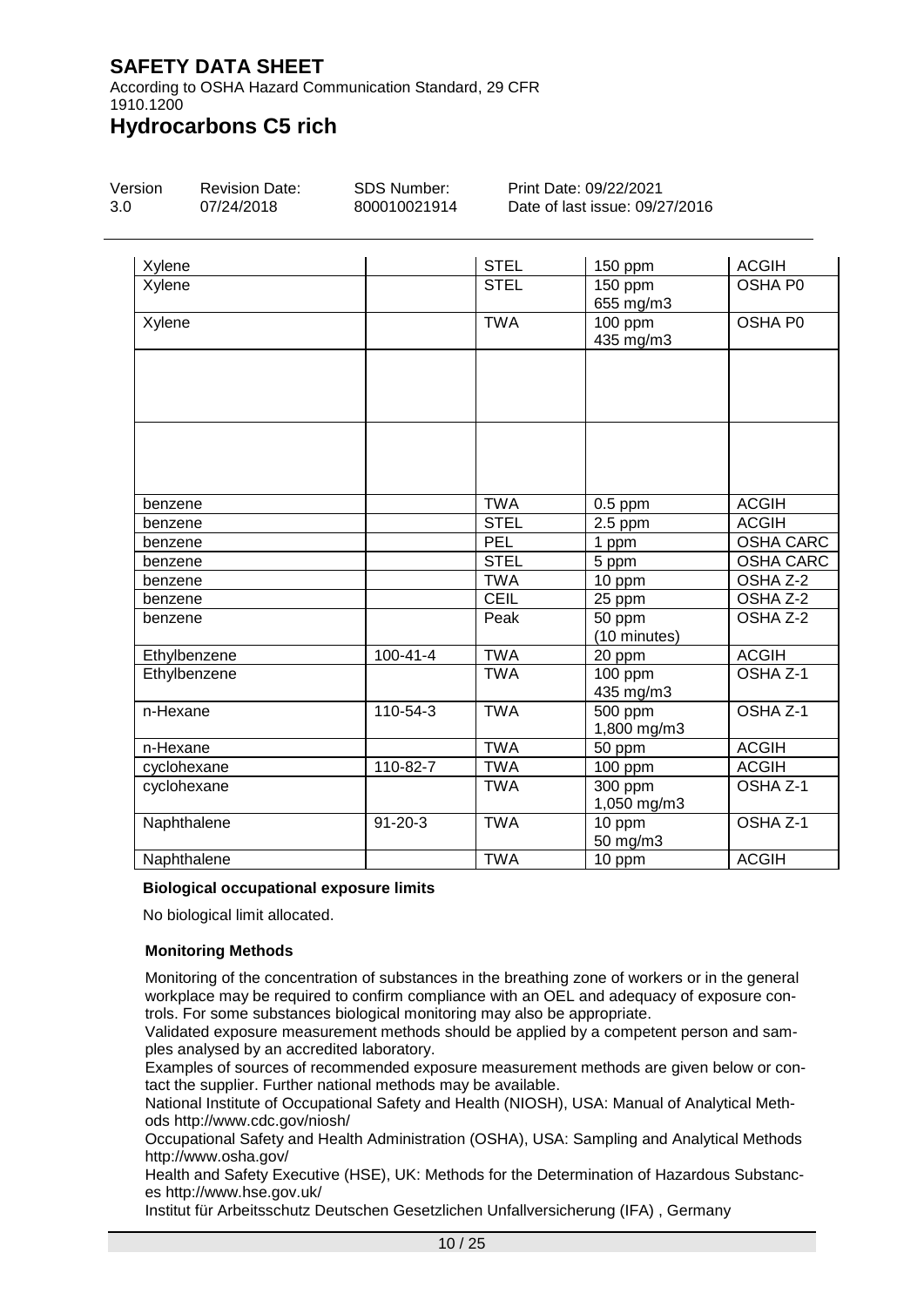| | | | | |
|---|---|---|---|---|
| Xylene | | STEL | 150 ppm | ACGIH |
| Xylene | | STEL | 150 ppm<br>655 mg/m3 | OSHA P0 |
| Xylene | | TWA | 100 ppm<br>435 mg/m3 | OSHA P0 |
| | | | | |
| | | | | |
| benzene | | TWA | 0.5 ppm | ACGIH |
| benzene | | STEL | 2.5 ppm | ACGIH |
| benzene | | PEL | 1 ppm | OSHA CARC |
| benzene | | STEL | 5 ppm | OSHA CARC |
| benzene | | TWA | 10 ppm | OSHA Z-2 |
| benzene | | CEIL | 25 ppm | OSHA Z-2 |
| benzene | | Peak | 50 ppm<br>(10 minutes) | OSHA Z-2 |
| Ethylbenzene | 100-41-4 | TWA | 20 ppm | ACGIH |
| Ethylbenzene | | TWA | 100 ppm<br>435 mg/m3 | OSHA Z-1 |
| n-Hexane | 110-54-3 | TWA | 500 ppm<br>1,800 mg/m3 | OSHA Z-1 |
| n-Hexane | | TWA | 50 ppm | ACGIH |
| cyclohexane | 110-82-7 | TWA | 100 ppm | ACGIH |
| cyclohexane | | TWA | 300 ppm<br>1,050 mg/m3 | OSHA Z-1 |
| Naphthalene | 91-20-3 | TWA | 10 ppm<br>50 mg/m3 | OSHA Z-1 |
| Naphthalene | | TWA | 10 ppm | ACGIH |

**Biological occupational exposure limits**

No biological limit allocated.

**Monitoring Methods**

Monitoring of the concentration of substances in the breathing zone of workers or in the general workplace may be required to confirm compliance with an OEL and adequacy of exposure controls. For some substances biological monitoring may also be appropriate.

Validated exposure measurement methods should be applied by a competent person and samples analysed by an accredited laboratory.

Examples of sources of recommended exposure measurement methods are given below or contact the supplier. Further national methods may be available.

National Institute of Occupational Safety and Health (NIOSH), USA: Manual of Analytical Methods http://www.cdc.gov/niosh/

Occupational Safety and Health Administration (OSHA), USA: Sampling and Analytical Methods http://www.osha.gov/

Health and Safety Executive (HSE), UK: Methods for the Determination of Hazardous Substances http://www.hse.gov.uk/

Institut für Arbeitsschutz Deutschen Gesetzlichen Unfallversicherung (IFA) , Germany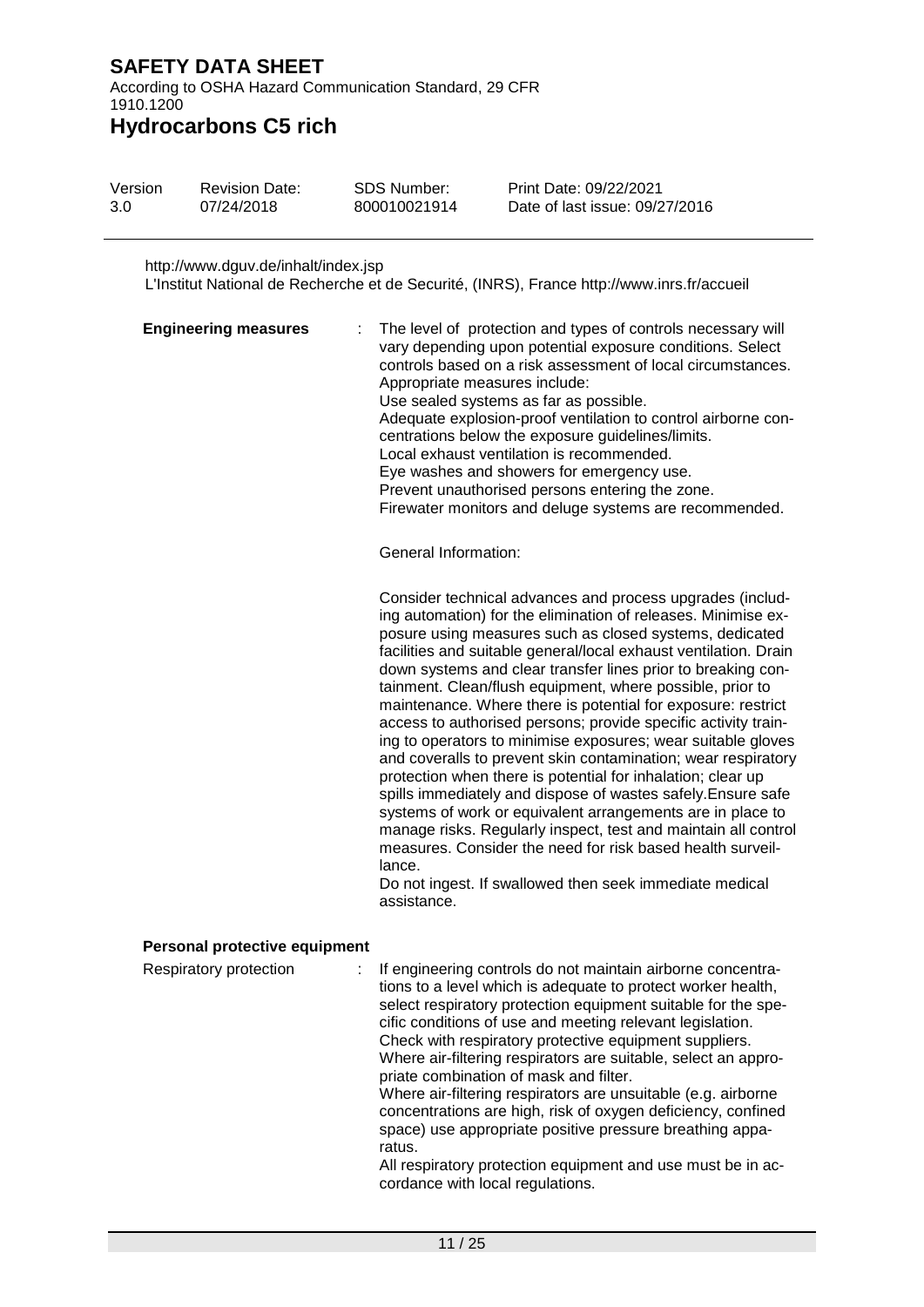http://www.dguv.de/inhalt/index.jsp
L'Institut National de Recherche et de Securité, (INRS), France http://www.inrs.fr/accueil

**Engineering measures** : The level of protection and types of controls necessary will vary depending upon potential exposure conditions. Select controls based on a risk assessment of local circumstances.
Appropriate measures include:
Use sealed systems as far as possible.
Adequate explosion-proof ventilation to control airborne concentrations below the exposure guidelines/limits.
Local exhaust ventilation is recommended.
Eye washes and showers for emergency use.
Prevent unauthorised persons entering the zone.
Firewater monitors and deluge systems are recommended.

General Information:

Consider technical advances and process upgrades (including automation) for the elimination of releases. Minimise exposure using measures such as closed systems, dedicated facilities and suitable general/local exhaust ventilation. Drain down systems and clear transfer lines prior to breaking containment. Clean/flush equipment, where possible, prior to maintenance. Where there is potential for exposure: restrict access to authorised persons; provide specific activity training to operators to minimise exposures; wear suitable gloves and coveralls to prevent skin contamination; wear respiratory protection when there is potential for inhalation; clear up spills immediately and dispose of wastes safely.Ensure safe systems of work or equivalent arrangements are in place to manage risks. Regularly inspect, test and maintain all control measures. Consider the need for risk based health surveillance.
Do not ingest. If swallowed then seek immediate medical assistance.

**Personal protective equipment**

Respiratory protection : If engineering controls do not maintain airborne concentrations to a level which is adequate to protect worker health, select respiratory protection equipment suitable for the specific conditions of use and meeting relevant legislation.
Check with respiratory protective equipment suppliers.
Where air-filtering respirators are suitable, select an appropriate combination of mask and filter.
Where air-filtering respirators are unsuitable (e.g. airborne concentrations are high, risk of oxygen deficiency, confined space) use appropriate positive pressure breathing apparatus.
All respiratory protection equipment and use must be in accordance with local regulations.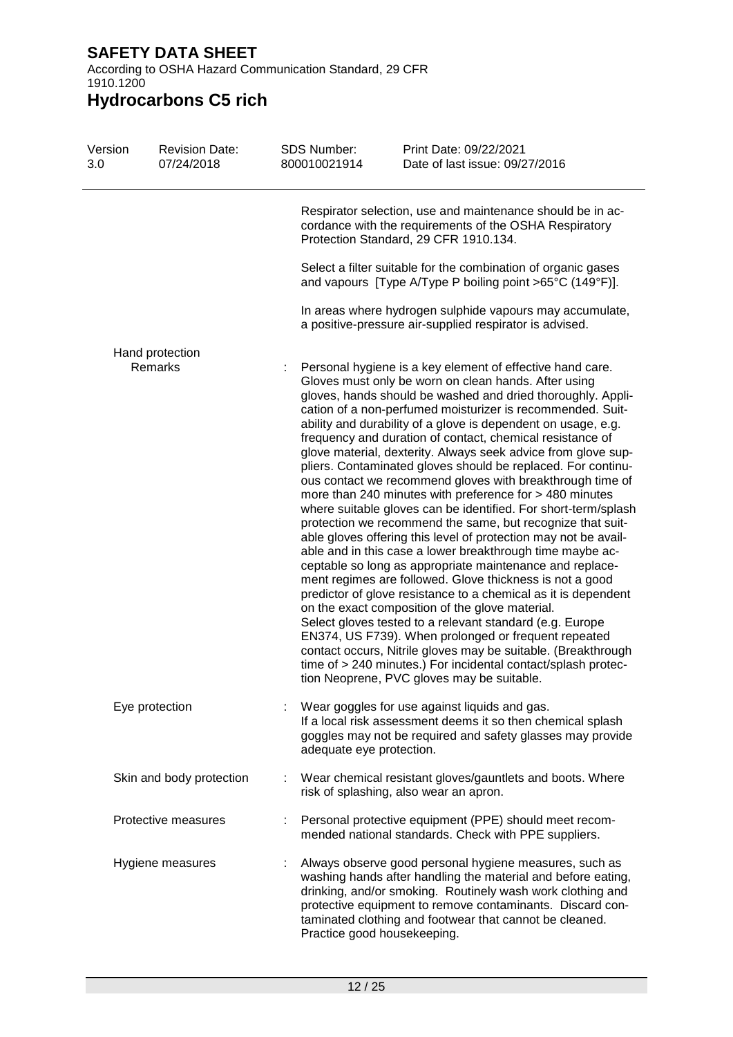Respirator selection, use and maintenance should be in accordance with the requirements of the OSHA Respiratory Protection Standard, 29 CFR 1910.134.

Select a filter suitable for the combination of organic gases and vapours [Type A/Type P boiling point >65°C (149°F)].

In areas where hydrogen sulphide vapours may accumulate, a positive-pressure air-supplied respirator is advised.

Hand protection

Remarks : Personal hygiene is a key element of effective hand care. Gloves must only be worn on clean hands. After using gloves, hands should be washed and dried thoroughly. Application of a non-perfumed moisturizer is recommended. Suitability and durability of a glove is dependent on usage, e.g. frequency and duration of contact, chemical resistance of glove material, dexterity. Always seek advice from glove suppliers. Contaminated gloves should be replaced. For continuous contact we recommend gloves with breakthrough time of more than 240 minutes with preference for > 480 minutes where suitable gloves can be identified. For short-term/splash protection we recommend the same, but recognize that suitable gloves offering this level of protection may not be available and in this case a lower breakthrough time maybe acceptable so long as appropriate maintenance and replacement regimes are followed. Glove thickness is not a good predictor of glove resistance to a chemical as it is dependent on the exact composition of the glove material.
Select gloves tested to a relevant standard (e.g. Europe EN374, US F739). When prolonged or frequent repeated contact occurs, Nitrile gloves may be suitable. (Breakthrough time of > 240 minutes.) For incidental contact/splash protection Neoprene, PVC gloves may be suitable.

Eye protection : Wear goggles for use against liquids and gas.
If a local risk assessment deems it so then chemical splash goggles may not be required and safety glasses may provide adequate eye protection.

Skin and body protection : Wear chemical resistant gloves/gauntlets and boots. Where risk of splashing, also wear an apron.

Protective measures : Personal protective equipment (PPE) should meet recommended national standards. Check with PPE suppliers.

Hygiene measures : Always observe good personal hygiene measures, such as washing hands after handling the material and before eating, drinking, and/or smoking. Routinely wash work clothing and protective equipment to remove contaminants. Discard contaminated clothing and footwear that cannot be cleaned. Practice good housekeeping.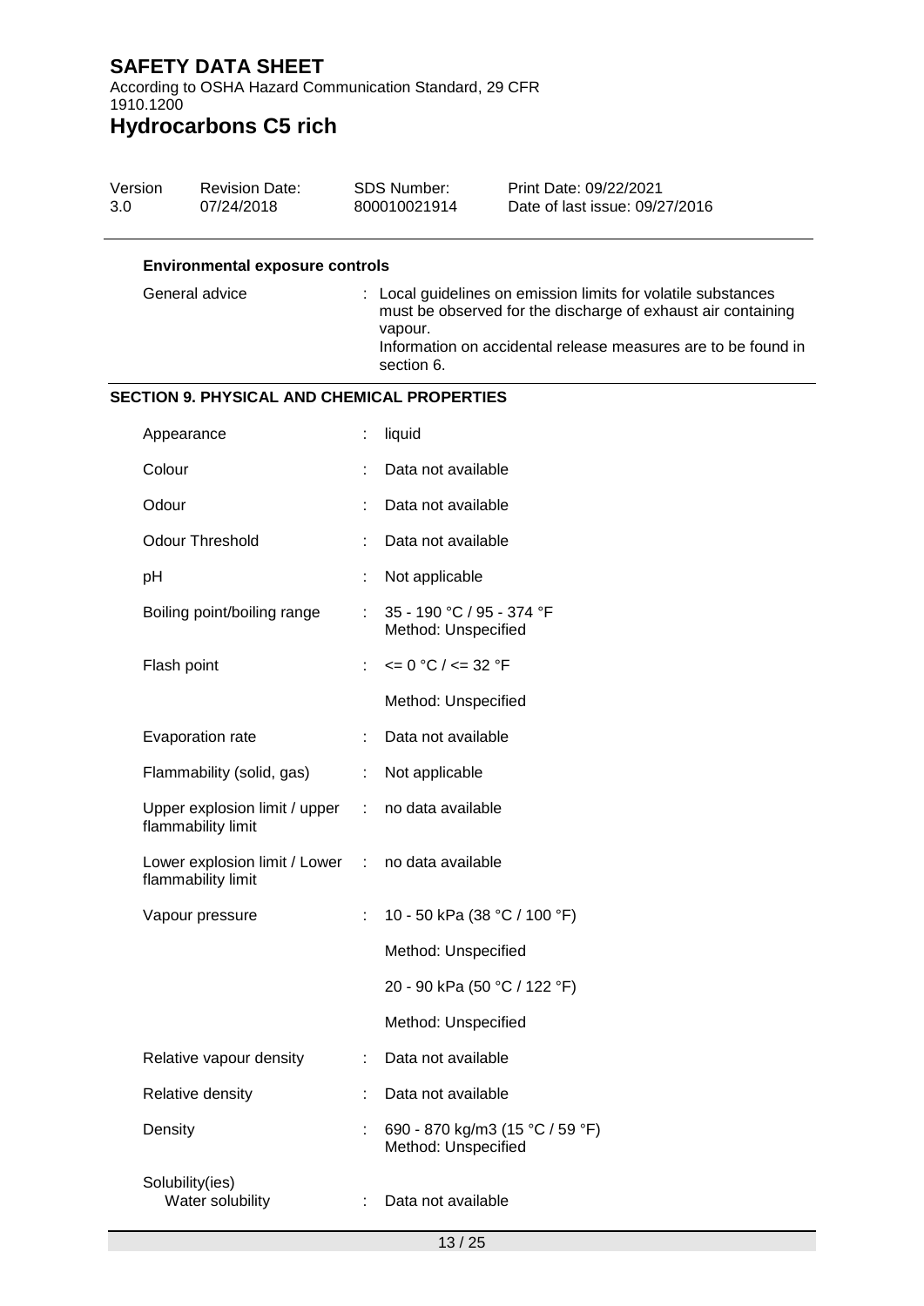#### Environmental exposure controls

| | | |
|---|---|---|
| General advice | : | Local guidelines on emission limits for volatile substances must be observed for the discharge of exhaust air containing vapour.<br>Information on accidental release measures are to be found in section 6. |

## SECTION 9. PHYSICAL AND CHEMICAL PROPERTIES

| | | |
|---|---|---|
| Appearance | : | liquid |
| Colour | : | Data not available |
| Odour | : | Data not available |
| Odour Threshold | : | Data not available |
| pH | : | Not applicable |
| Boiling point/boiling range | : | 35 - 190 °C / 95 - 374 °F<br>Method: Unspecified |
| Flash point | : | <= 0 °C / <= 32 °F<br><br>Method: Unspecified |
| Evaporation rate | : | Data not available |
| Flammability (solid, gas) | : | Not applicable |
| Upper explosion limit / upper flammability limit | : | no data available |
| Lower explosion limit / Lower flammability limit | : | no data available |
| Vapour pressure | : | 10 - 50 kPa (38 °C / 100 °F)<br><br>Method: Unspecified<br><br>20 - 90 kPa (50 °C / 122 °F)<br><br>Method: Unspecified |
| Relative vapour density | : | Data not available |
| Relative density | : | Data not available |
| Density | : | 690 - 870 kg/m3 (15 °C / 59 °F)<br>Method: Unspecified |
| Solubility(ies)<br>Water solubility | : | Data not available |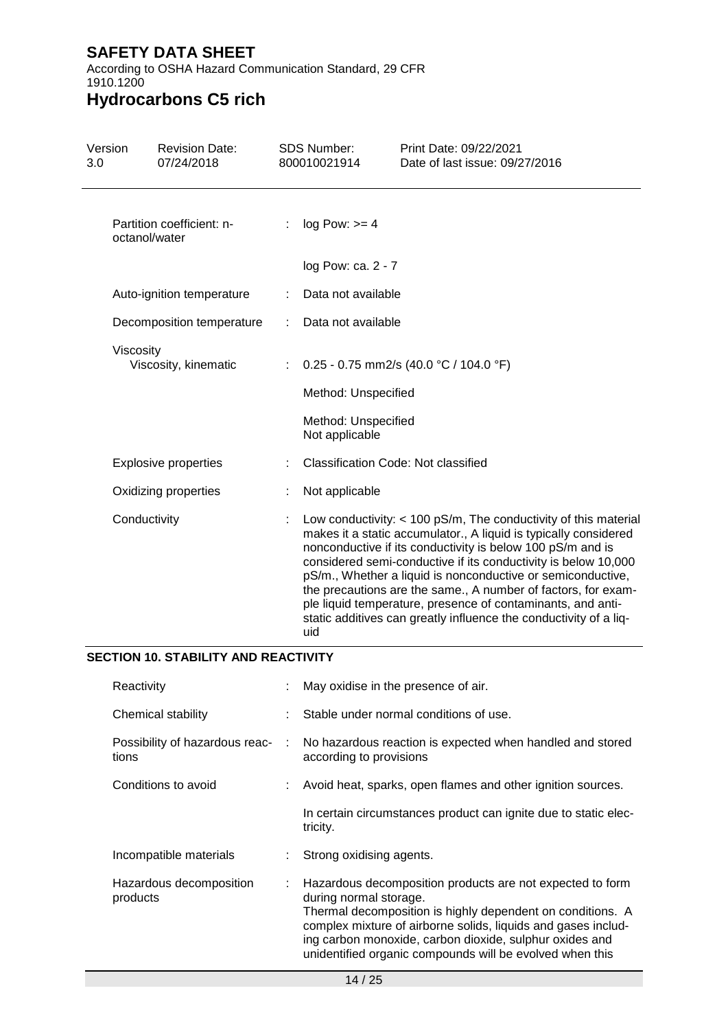| | | |
|---|---|---|
| Partition coefficient: n-octanol/water | : | log Pow: >= 4 |
| | | log Pow: ca. 2 - 7 |
| Auto-ignition temperature | : | Data not available |
| Decomposition temperature | : | Data not available |
| Viscosity<br>Viscosity, kinematic | : | 0.25 - 0.75 mm2/s (40.0 °C / 104.0 °F) |
| | | Method: Unspecified |
| | | Method: Unspecified<br>Not applicable |
| Explosive properties | : | Classification Code: Not classified |
| Oxidizing properties | : | Not applicable |
| Conductivity | : | Low conductivity: < 100 pS/m, The conductivity of this material makes it a static accumulator., A liquid is typically considered nonconductive if its conductivity is below 100 pS/m and is considered semi-conductive if its conductivity is below 10,000 pS/m., Whether a liquid is nonconductive or semiconductive, the precautions are the same., A number of factors, for example liquid temperature, presence of contaminants, and anti-static additives can greatly influence the conductivity of a liquid |

## SECTION 10. STABILITY AND REACTIVITY

| | | |
|---|---|---|
| Reactivity | : | May oxidise in the presence of air. |
| Chemical stability | : | Stable under normal conditions of use. |
| Possibility of hazardous reactions | : | No hazardous reaction is expected when handled and stored according to provisions |
| Conditions to avoid | : | Avoid heat, sparks, open flames and other ignition sources. |
| | | In certain circumstances product can ignite due to static electricity. |
| Incompatible materials | : | Strong oxidising agents. |
| Hazardous decomposition products | : | Hazardous decomposition products are not expected to form during normal storage.<br>Thermal decomposition is highly dependent on conditions. A complex mixture of airborne solids, liquids and gases including carbon monoxide, carbon dioxide, sulphur oxides and unidentified organic compounds will be evolved when this |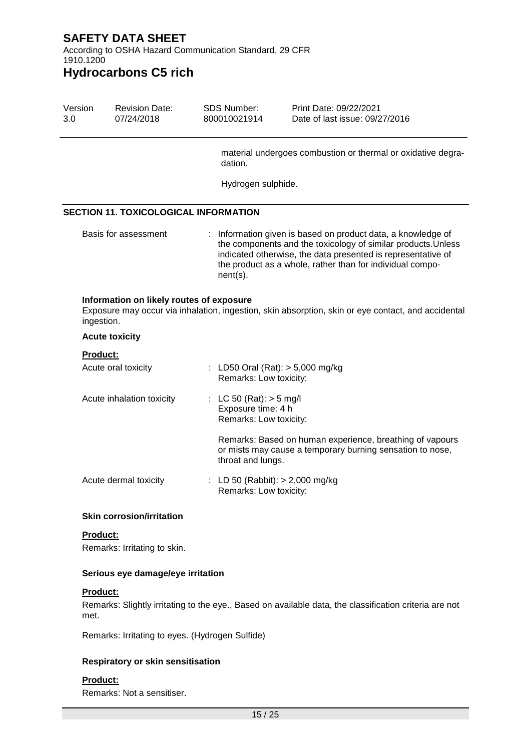material undergoes combustion or thermal or oxidative degradation.

Hydrogen sulphide.

## SECTION 11. TOXICOLOGICAL INFORMATION

Basis for assessment : Information given is based on product data, a knowledge of the components and the toxicology of similar products.Unless indicated otherwise, the data presented is representative of the product as a whole, rather than for individual component(s).

**Information on likely routes of exposure**

Exposure may occur via inhalation, ingestion, skin absorption, skin or eye contact, and accidental ingestion.

**Acute toxicity**

**Product:**

Acute oral toxicity : LD50 Oral (Rat): > 5,000 mg/kg
Remarks: Low toxicity:

Acute inhalation toxicity : LC 50 (Rat): > 5 mg/l
Exposure time: 4 h
Remarks: Low toxicity:

Remarks: Based on human experience, breathing of vapours or mists may cause a temporary burning sensation to nose, throat and lungs.

Acute dermal toxicity : LD 50 (Rabbit): > 2,000 mg/kg
Remarks: Low toxicity:

**Skin corrosion/irritation**

**Product:**

Remarks: Irritating to skin.

**Serious eye damage/eye irritation**

**Product:**

Remarks: Slightly irritating to the eye., Based on available data, the classification criteria are not met.

Remarks: Irritating to eyes. (Hydrogen Sulfide)

**Respiratory or skin sensitisation**

**Product:**

Remarks: Not a sensitiser.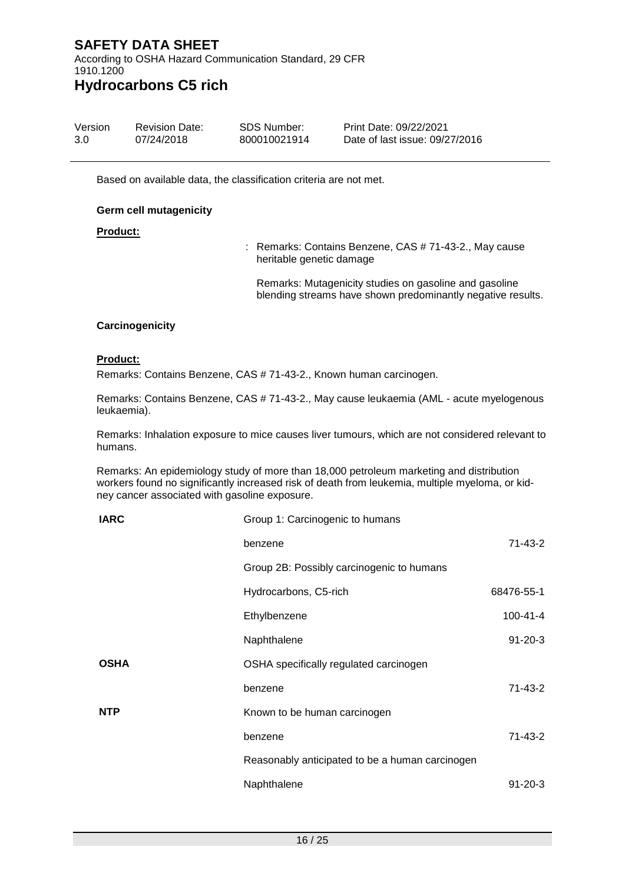Based on available data, the classification criteria are not met.

**Germ cell mutagenicity**

**Product:**

: Remarks: Contains Benzene, CAS # 71-43-2., May cause heritable genetic damage

Remarks: Mutagenicity studies on gasoline and gasoline blending streams have shown predominantly negative results.

**Carcinogenicity**

**Product:**

Remarks: Contains Benzene, CAS # 71-43-2., Known human carcinogen.

Remarks: Contains Benzene, CAS # 71-43-2., May cause leukaemia (AML - acute myelogenous leukaemia).

Remarks: Inhalation exposure to mice causes liver tumours, which are not considered relevant to humans.

Remarks: An epidemiology study of more than 18,000 petroleum marketing and distribution workers found no significantly increased risk of death from leukemia, multiple myeloma, or kidney cancer associated with gasoline exposure.

| | | |
|---|---|---|
| **IARC** | Group 1: Carcinogenic to humans | |
| | benzene | 71-43-2 |
| | Group 2B: Possibly carcinogenic to humans | |
| | Hydrocarbons, C5-rich | 68476-55-1 |
| | Ethylbenzene | 100-41-4 |
| | Naphthalene | 91-20-3 |
| **OSHA** | OSHA specifically regulated carcinogen | |
| | benzene | 71-43-2 |
| **NTP** | Known to be human carcinogen | |
| | benzene | 71-43-2 |
| | Reasonably anticipated to be a human carcinogen | |
| | Naphthalene | 91-20-3 |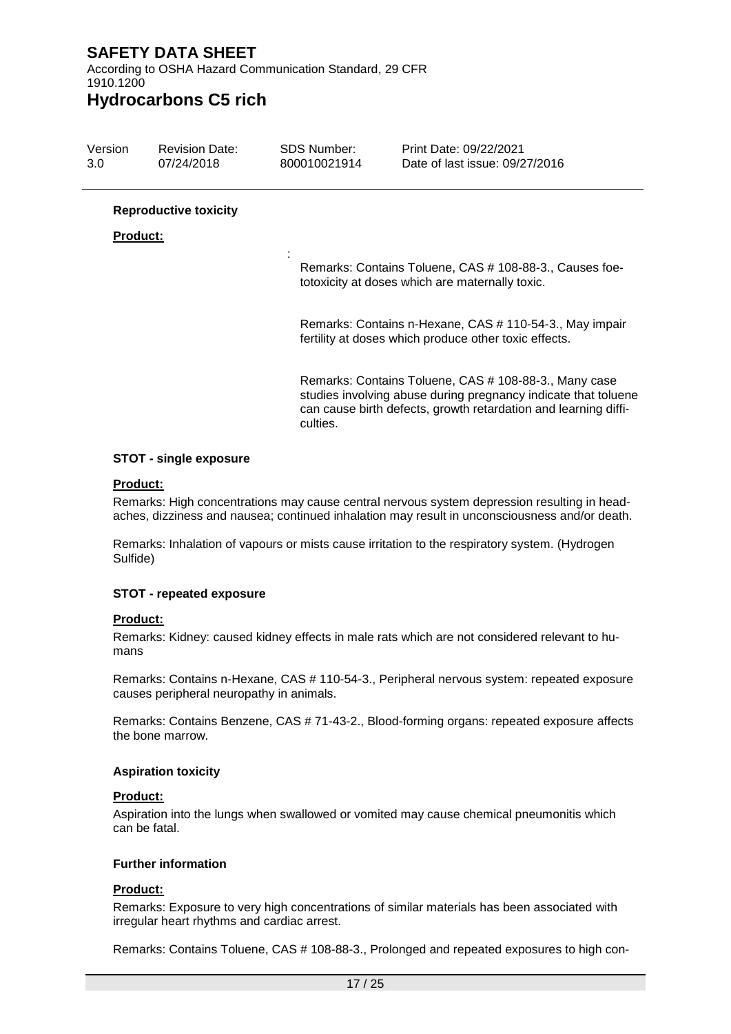#### Reproductive toxicity

**Product:**

: Remarks: Contains Toluene, CAS # 108-88-3., Causes foetotoxicity at doses which are maternally toxic.

Remarks: Contains n-Hexane, CAS # 110-54-3., May impair fertility at doses which produce other toxic effects.

Remarks: Contains Toluene, CAS # 108-88-3., Many case studies involving abuse during pregnancy indicate that toluene can cause birth defects, growth retardation and learning difficulties.

#### STOT - single exposure

**Product:**

Remarks: High concentrations may cause central nervous system depression resulting in headaches, dizziness and nausea; continued inhalation may result in unconsciousness and/or death.

Remarks: Inhalation of vapours or mists cause irritation to the respiratory system. (Hydrogen Sulfide)

#### STOT - repeated exposure

**Product:**

Remarks: Kidney: caused kidney effects in male rats which are not considered relevant to humans

Remarks: Contains n-Hexane, CAS # 110-54-3., Peripheral nervous system: repeated exposure causes peripheral neuropathy in animals.

Remarks: Contains Benzene, CAS # 71-43-2., Blood-forming organs: repeated exposure affects the bone marrow.

#### Aspiration toxicity

**Product:**

Aspiration into the lungs when swallowed or vomited may cause chemical pneumonitis which can be fatal.

#### Further information

**Product:**

Remarks: Exposure to very high concentrations of similar materials has been associated with irregular heart rhythms and cardiac arrest.

Remarks: Contains Toluene, CAS # 108-88-3., Prolonged and repeated exposures to high con-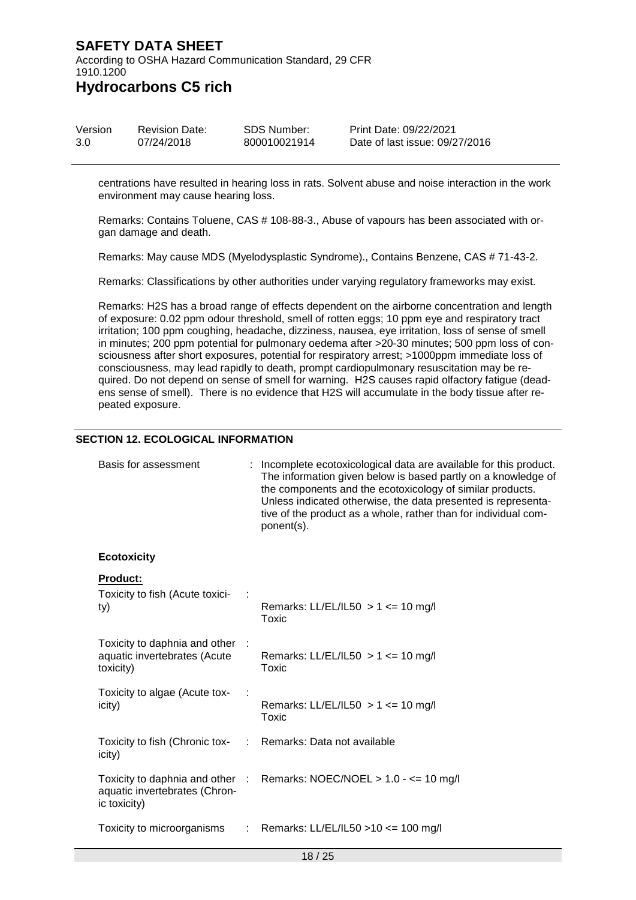centrations have resulted in hearing loss in rats. Solvent abuse and noise interaction in the work environment may cause hearing loss.

Remarks: Contains Toluene, CAS # 108-88-3., Abuse of vapours has been associated with organ damage and death.

Remarks: May cause MDS (Myelodysplastic Syndrome)., Contains Benzene, CAS # 71-43-2.

Remarks: Classifications by other authorities under varying regulatory frameworks may exist.

Remarks: H2S has a broad range of effects dependent on the airborne concentration and length of exposure: 0.02 ppm odour threshold, smell of rotten eggs; 10 ppm eye and respiratory tract irritation; 100 ppm coughing, headache, dizziness, nausea, eye irritation, loss of sense of smell in minutes; 200 ppm potential for pulmonary oedema after >20-30 minutes; 500 ppm loss of consciousness after short exposures, potential for respiratory arrest; >1000ppm immediate loss of consciousness, may lead rapidly to death, prompt cardiopulmonary resuscitation may be required. Do not depend on sense of smell for warning. H2S causes rapid olfactory fatigue (deadens sense of smell). There is no evidence that H2S will accumulate in the body tissue after repeated exposure.

## SECTION 12. ECOLOGICAL INFORMATION

Basis for assessment : Incomplete ecotoxicological data are available for this product. The information given below is based partly on a knowledge of the components and the ecotoxicology of similar products. Unless indicated otherwise, the data presented is representative of the product as a whole, rather than for individual component(s).

### Ecotoxicity

**Product:**

| | |
|---|---|
| Toxicity to fish (Acute toxicity) | Remarks: LL/EL/IL50 > 1 <= 10 mg/l<br>Toxic |
| Toxicity to daphnia and other aquatic invertebrates (Acute toxicity) | Remarks: LL/EL/IL50 > 1 <= 10 mg/l<br>Toxic |
| Toxicity to algae (Acute toxicity) | Remarks: LL/EL/IL50 > 1 <= 10 mg/l<br>Toxic |
| Toxicity to fish (Chronic toxicity) | Remarks: Data not available |
| Toxicity to daphnia and other aquatic invertebrates (Chronic toxicity) | Remarks: NOEC/NOEL > 1.0 - <= 10 mg/l |
| Toxicity to microorganisms | Remarks: LL/EL/IL50 >10 <= 100 mg/l |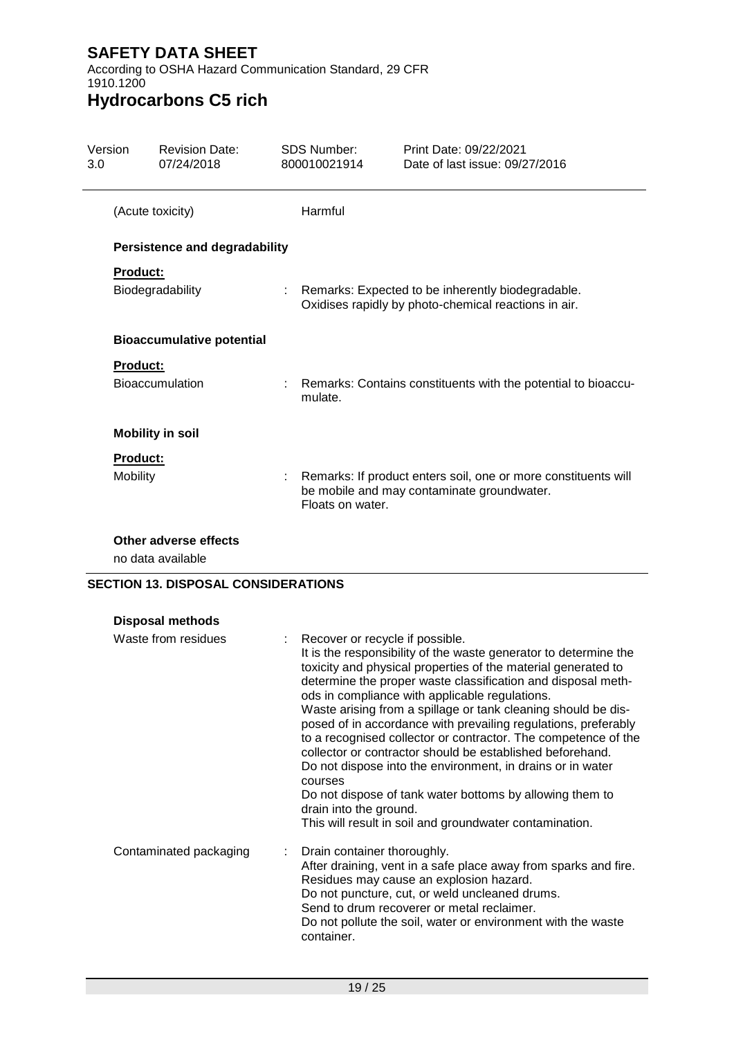| | |
|---|---|
| (Acute toxicity) | Harmful |

**Persistence and degradability**

**Product:**

| | |
|---|---|
| Biodegradability | : Remarks: Expected to be inherently biodegradable. Oxidises rapidly by photo-chemical reactions in air. |

**Bioaccumulative potential**

**Product:**

| | |
|---|---|
| Bioaccumulation | : Remarks: Contains constituents with the potential to bioaccumulate. |

**Mobility in soil**

**Product:**

| | |
|---|---|
| Mobility | : Remarks: If product enters soil, one or more constituents will be mobile and may contaminate groundwater. Floats on water. |

**Other adverse effects**

no data available

## SECTION 13. DISPOSAL CONSIDERATIONS

**Disposal methods**

| | |
|---|---|
| Waste from residues | : Recover or recycle if possible. It is the responsibility of the waste generator to determine the toxicity and physical properties of the material generated to determine the proper waste classification and disposal methods in compliance with applicable regulations. Waste arising from a spillage or tank cleaning should be disposed of in accordance with prevailing regulations, preferably to a recognised collector or contractor. The competence of the collector or contractor should be established beforehand. Do not dispose into the environment, in drains or in water courses Do not dispose of tank water bottoms by allowing them to drain into the ground. This will result in soil and groundwater contamination. |
| Contaminated packaging | : Drain container thoroughly. After draining, vent in a safe place away from sparks and fire. Residues may cause an explosion hazard. Do not puncture, cut, or weld uncleaned drums. Send to drum recoverer or metal reclaimer. Do not pollute the soil, water or environment with the waste container. |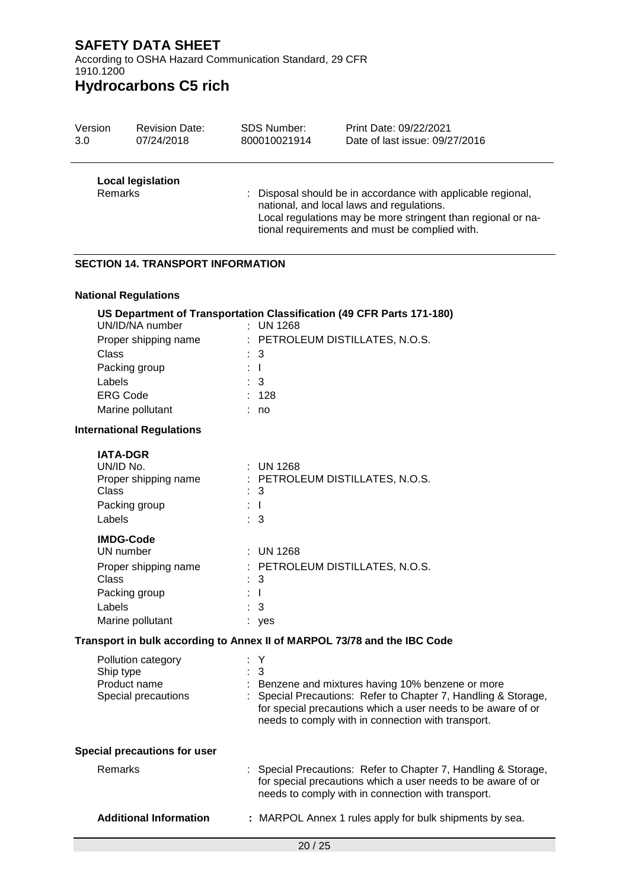**Local legislation**

| | |
|---|---|
| Remarks | : Disposal should be in accordance with applicable regional, national, and local laws and regulations. Local regulations may be more stringent than regional or national requirements and must be complied with. |

## SECTION 14. TRANSPORT INFORMATION

### National Regulations

**US Department of Transportation Classification (49 CFR Parts 171-180)**

| | |
|---|---|
| UN/ID/NA number | : UN 1268 |
| Proper shipping name | : PETROLEUM DISTILLATES, N.O.S. |
| Class | : 3 |
| Packing group | : I |
| Labels | : 3 |
| ERG Code | : 128 |
| Marine pollutant | : no |

### International Regulations

**IATA-DGR**

| | |
|---|---|
| UN/ID No. | : UN 1268 |
| Proper shipping name | : PETROLEUM DISTILLATES, N.O.S. |
| Class | : 3 |
| Packing group | : I |
| Labels | : 3 |

**IMDG-Code**

| | |
|---|---|
| UN number | : UN 1268 |
| Proper shipping name | : PETROLEUM DISTILLATES, N.O.S. |
| Class | : 3 |
| Packing group | : I |
| Labels | : 3 |
| Marine pollutant | : yes |

**Transport in bulk according to Annex II of MARPOL 73/78 and the IBC Code**

| | |
|---|---|
| Pollution category | : Y |
| Ship type | : 3 |
| Product name | : Benzene and mixtures having 10% benzene or more |
| Special precautions | : Special Precautions: Refer to Chapter 7, Handling & Storage, for special precautions which a user needs to be aware of or needs to comply with in connection with transport. |

**Special precautions for user**

| | |
|---|---|
| Remarks | : Special Precautions: Refer to Chapter 7, Handling & Storage, for special precautions which a user needs to be aware of or needs to comply with in connection with transport. |
| **Additional Information** | **:** MARPOL Annex 1 rules apply for bulk shipments by sea. |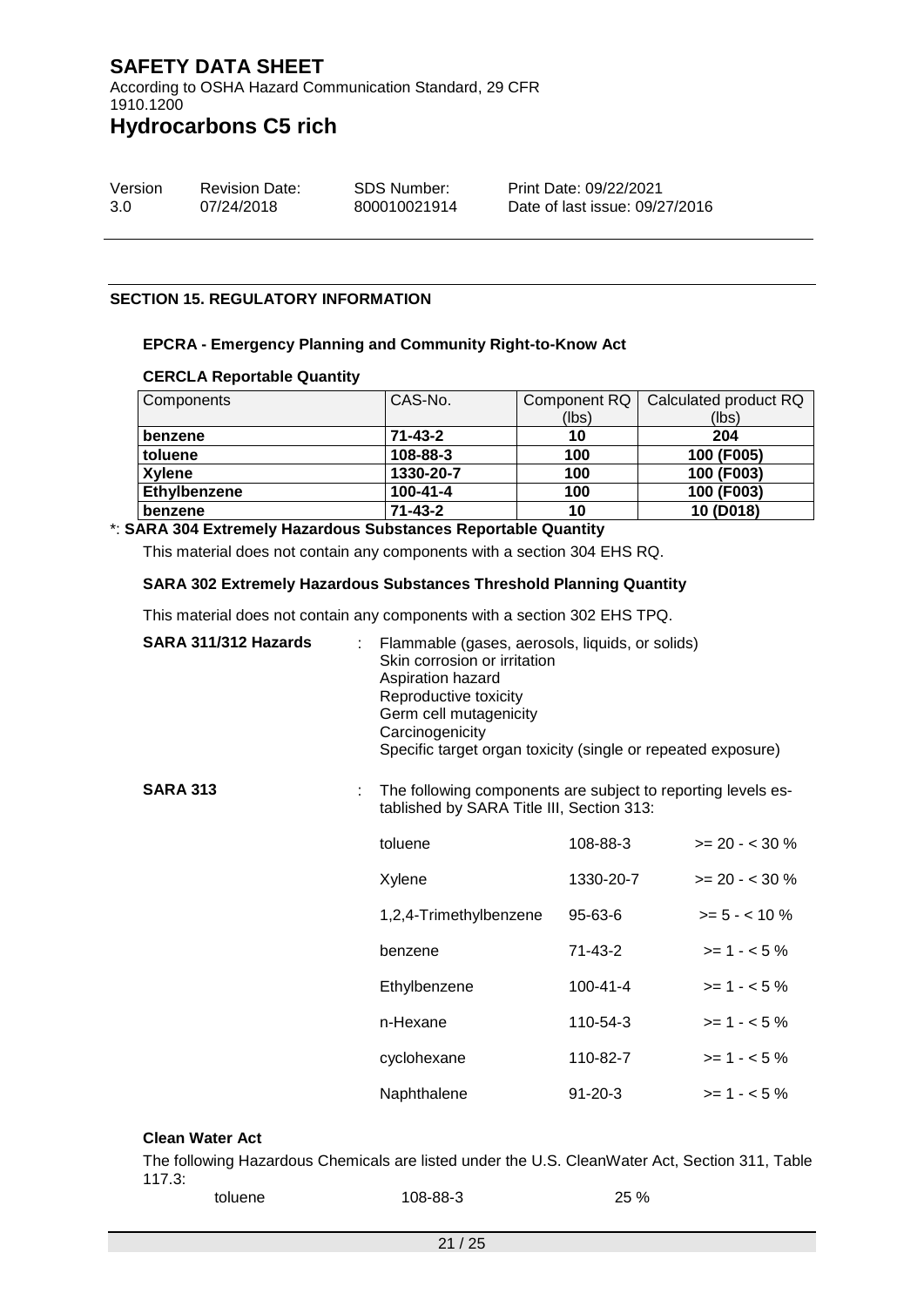## SECTION 15. REGULATORY INFORMATION

### EPCRA - Emergency Planning and Community Right-to-Know Act

**CERCLA Reportable Quantity**

| Components | CAS-No. | Component RQ (lbs) | Calculated product RQ (lbs) |
|---|---|---|---|
| **benzene** | **71-43-2** | **10** | **204** |
| **toluene** | **108-88-3** | **100** | **100 (F005)** |
| **Xylene** | **1330-20-7** | **100** | **100 (F003)** |
| **Ethylbenzene** | **100-41-4** | **100** | **100 (F003)** |
| **benzene** | **71-43-2** | **10** | **10 (D018)** |

*: **SARA 304 Extremely Hazardous Substances Reportable Quantity**

This material does not contain any components with a section 304 EHS RQ.

**SARA 302 Extremely Hazardous Substances Threshold Planning Quantity**

This material does not contain any components with a section 302 EHS TPQ.

**SARA 311/312 Hazards** : Flammable (gases, aerosols, liquids, or solids)
Skin corrosion or irritation
Aspiration hazard
Reproductive toxicity
Germ cell mutagenicity
Carcinogenicity
Specific target organ toxicity (single or repeated exposure)

**SARA 313** : The following components are subject to reporting levels established by SARA Title III, Section 313:

| | | |
|---|---|---|
| toluene | 108-88-3 | >= 20 - < 30 % |
| Xylene | 1330-20-7 | >= 20 - < 30 % |
| 1,2,4-Trimethylbenzene | 95-63-6 | >= 5 - < 10 % |
| benzene | 71-43-2 | >= 1 - < 5 % |
| Ethylbenzene | 100-41-4 | >= 1 - < 5 % |
| n-Hexane | 110-54-3 | >= 1 - < 5 % |
| cyclohexane | 110-82-7 | >= 1 - < 5 % |
| Naphthalene | 91-20-3 | >= 1 - < 5 % |

**Clean Water Act**

The following Hazardous Chemicals are listed under the U.S. CleanWater Act, Section 311, Table 117.3:

| | | |
|---|---|---|
| toluene | 108-88-3 | 25 % |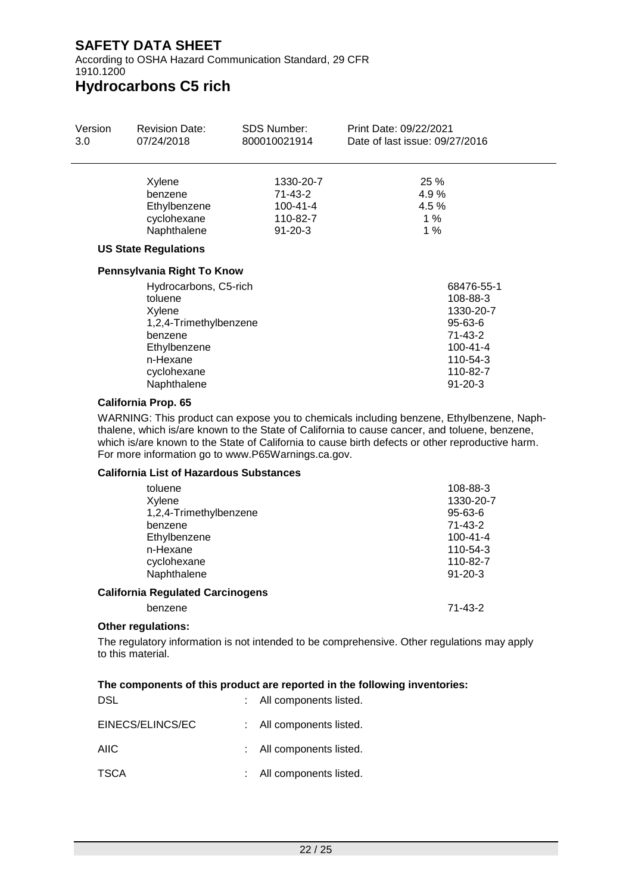| | | |
|---|---|---|
| Xylene | 1330-20-7 | 25 % |
| benzene | 71-43-2 | 4.9 % |
| Ethylbenzene | 100-41-4 | 4.5 % |
| cyclohexane | 110-82-7 | 1 % |
| Naphthalene | 91-20-3 | 1 % |

**US State Regulations**

**Pennsylvania Right To Know**

| | |
|---|---|
| Hydrocarbons, C5-rich | 68476-55-1 |
| toluene | 108-88-3 |
| Xylene | 1330-20-7 |
| 1,2,4-Trimethylbenzene | 95-63-6 |
| benzene | 71-43-2 |
| Ethylbenzene | 100-41-4 |
| n-Hexane | 110-54-3 |
| cyclohexane | 110-82-7 |
| Naphthalene | 91-20-3 |

**California Prop. 65**

WARNING: This product can expose you to chemicals including benzene, Ethylbenzene, Naphthalene, which is/are known to the State of California to cause cancer, and toluene, benzene, which is/are known to the State of California to cause birth defects or other reproductive harm. For more information go to www.P65Warnings.ca.gov.

**California List of Hazardous Substances**

| | |
|---|---|
| toluene | 108-88-3 |
| Xylene | 1330-20-7 |
| 1,2,4-Trimethylbenzene | 95-63-6 |
| benzene | 71-43-2 |
| Ethylbenzene | 100-41-4 |
| n-Hexane | 110-54-3 |
| cyclohexane | 110-82-7 |
| Naphthalene | 91-20-3 |

**California Regulated Carcinogens**

| | |
|---|---|
| benzene | 71-43-2 |

**Other regulations:**

The regulatory information is not intended to be comprehensive. Other regulations may apply to this material.

**The components of this product are reported in the following inventories:**

DSL : All components listed.

EINECS/ELINCS/EC : All components listed.

AIIC : All components listed.

TSCA : All components listed.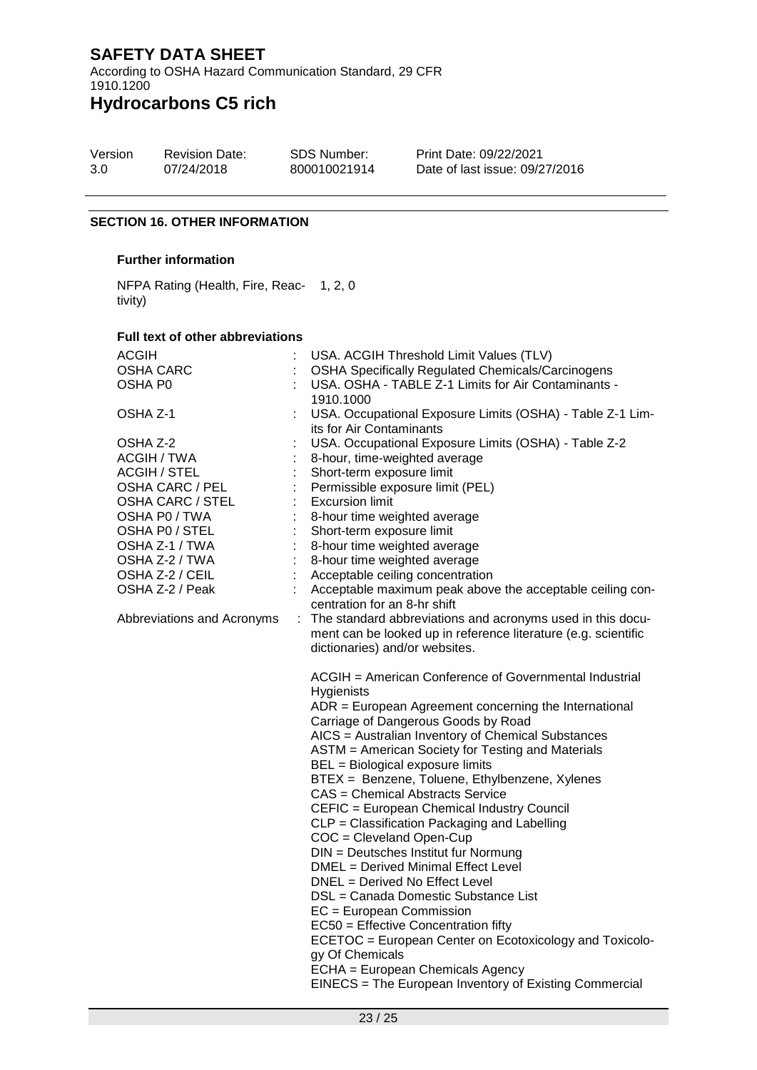## SECTION 16. OTHER INFORMATION

### Further information

| | |
|---|---|
| NFPA Rating (Health, Fire, Reactivity) | 1, 2, 0 |

### Full text of other abbreviations

| | |
|---|---|
| ACGIH | USA. ACGIH Threshold Limit Values (TLV) |
| OSHA CARC | OSHA Specifically Regulated Chemicals/Carcinogens |
| OSHA P0 | USA. OSHA - TABLE Z-1 Limits for Air Contaminants - 1910.1000 |
| OSHA Z-1 | USA. Occupational Exposure Limits (OSHA) - Table Z-1 Limits for Air Contaminants |
| OSHA Z-2 | USA. Occupational Exposure Limits (OSHA) - Table Z-2 |
| ACGIH / TWA | 8-hour, time-weighted average |
| ACGIH / STEL | Short-term exposure limit |
| OSHA CARC / PEL | Permissible exposure limit (PEL) |
| OSHA CARC / STEL | Excursion limit |
| OSHA P0 / TWA | 8-hour time weighted average |
| OSHA P0 / STEL | Short-term exposure limit |
| OSHA Z-1 / TWA | 8-hour time weighted average |
| OSHA Z-2 / TWA | 8-hour time weighted average |
| OSHA Z-2 / CEIL | Acceptable ceiling concentration |
| OSHA Z-2 / Peak | Acceptable maximum peak above the acceptable ceiling concentration for an 8-hr shift |

Abbreviations and Acronyms : The standard abbreviations and acronyms used in this document can be looked up in reference literature (e.g. scientific dictionaries) and/or websites.

ACGIH = American Conference of Governmental Industrial Hygienists
ADR = European Agreement concerning the International Carriage of Dangerous Goods by Road
AICS = Australian Inventory of Chemical Substances
ASTM = American Society for Testing and Materials
BEL = Biological exposure limits
BTEX = Benzene, Toluene, Ethylbenzene, Xylenes
CAS = Chemical Abstracts Service
CEFIC = European Chemical Industry Council
CLP = Classification Packaging and Labelling
COC = Cleveland Open-Cup
DIN = Deutsches Institut fur Normung
DMEL = Derived Minimal Effect Level
DNEL = Derived No Effect Level
DSL = Canada Domestic Substance List
EC = European Commission
EC50 = Effective Concentration fifty
ECETOC = European Center on Ecotoxicology and Toxicology Of Chemicals
ECHA = European Chemicals Agency
EINECS = The European Inventory of Existing Commercial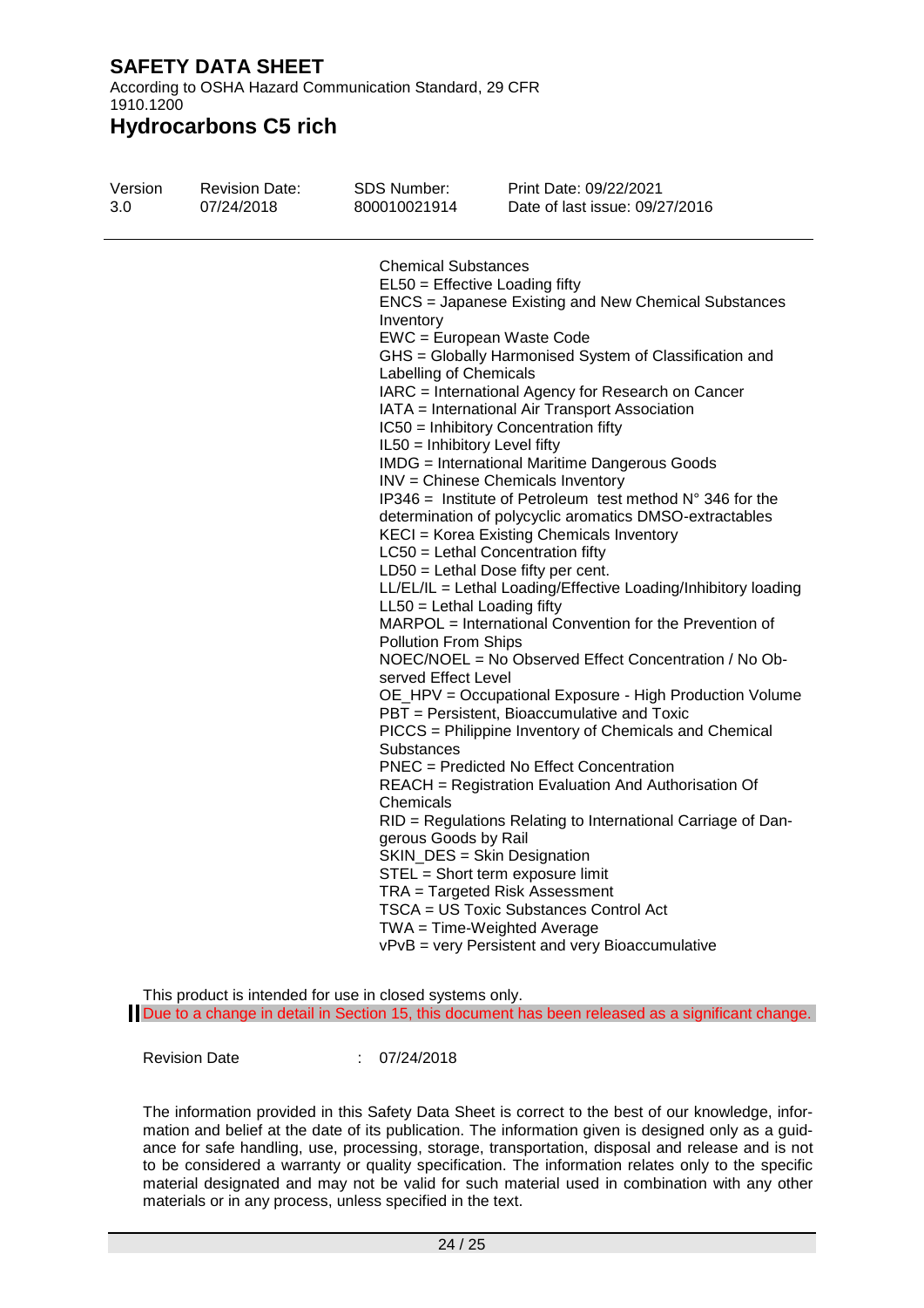Chemical Substances
EL50 = Effective Loading fifty
ENCS = Japanese Existing and New Chemical Substances Inventory
EWC = European Waste Code
GHS = Globally Harmonised System of Classification and Labelling of Chemicals
IARC = International Agency for Research on Cancer
IATA = International Air Transport Association
IC50 = Inhibitory Concentration fifty
IL50 = Inhibitory Level fifty
IMDG = International Maritime Dangerous Goods
INV = Chinese Chemicals Inventory
IP346 = Institute of Petroleum test method N° 346 for the determination of polycyclic aromatics DMSO-extractables
KECI = Korea Existing Chemicals Inventory
LC50 = Lethal Concentration fifty
LD50 = Lethal Dose fifty per cent.
LL/EL/IL = Lethal Loading/Effective Loading/Inhibitory loading
LL50 = Lethal Loading fifty
MARPOL = International Convention for the Prevention of Pollution From Ships
NOEC/NOEL = No Observed Effect Concentration / No Observed Effect Level
OE_HPV = Occupational Exposure - High Production Volume
PBT = Persistent, Bioaccumulative and Toxic
PICCS = Philippine Inventory of Chemicals and Chemical Substances
PNEC = Predicted No Effect Concentration
REACH = Registration Evaluation And Authorisation Of Chemicals
RID = Regulations Relating to International Carriage of Dangerous Goods by Rail
SKIN_DES = Skin Designation
STEL = Short term exposure limit
TRA = Targeted Risk Assessment
TSCA = US Toxic Substances Control Act
TWA = Time-Weighted Average
vPvB = very Persistent and very Bioaccumulative

This product is intended for use in closed systems only.

Due to a change in detail in Section 15, this document has been released as a significant change.

Revision Date : 07/24/2018

The information provided in this Safety Data Sheet is correct to the best of our knowledge, information and belief at the date of its publication. The information given is designed only as a guidance for safe handling, use, processing, storage, transportation, disposal and release and is not to be considered a warranty or quality specification. The information relates only to the specific material designated and may not be valid for such material used in combination with any other materials or in any process, unless specified in the text.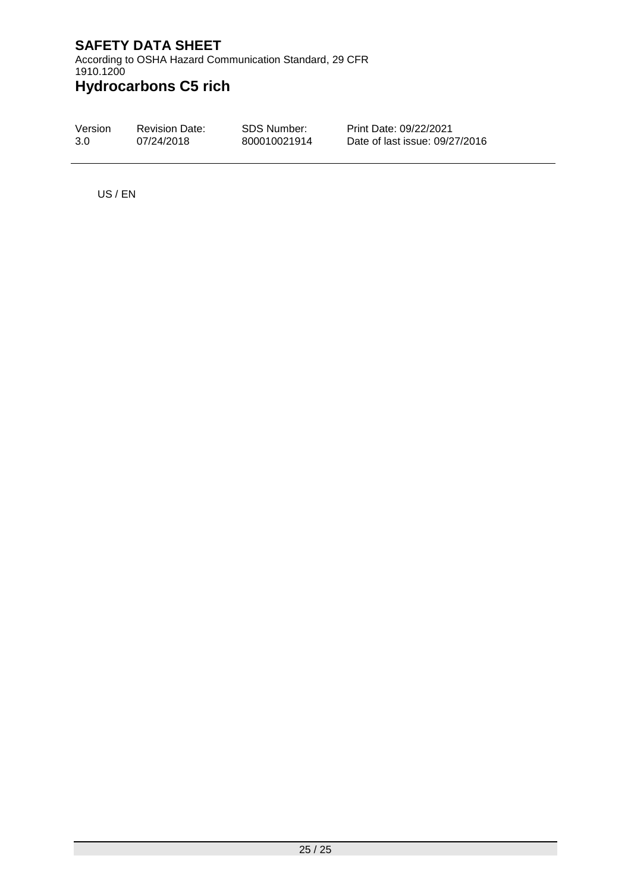US / EN